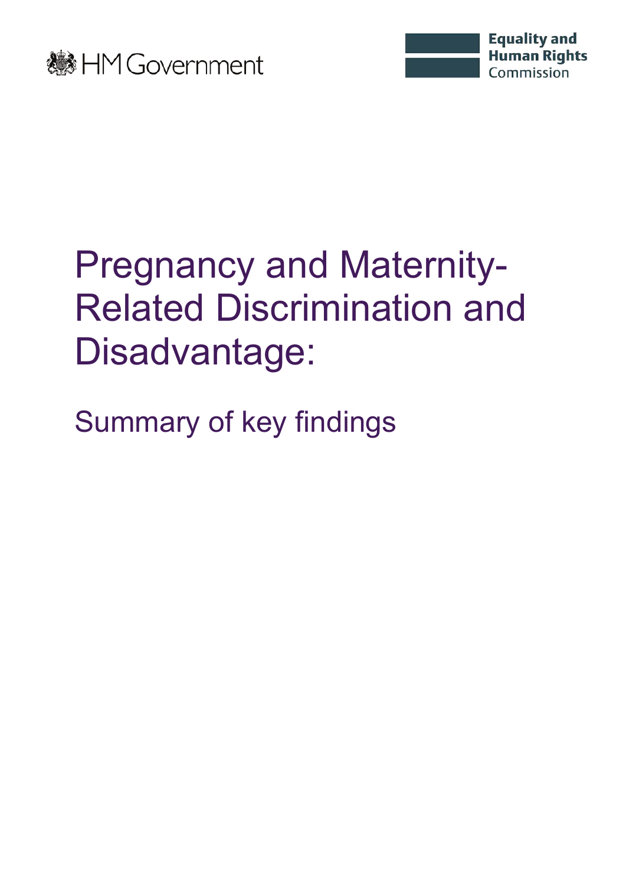HM Government

Equality and Human Rights Commission

# Pregnancy and Maternity-Related Discrimination and Disadvantage:

## Summary of key findings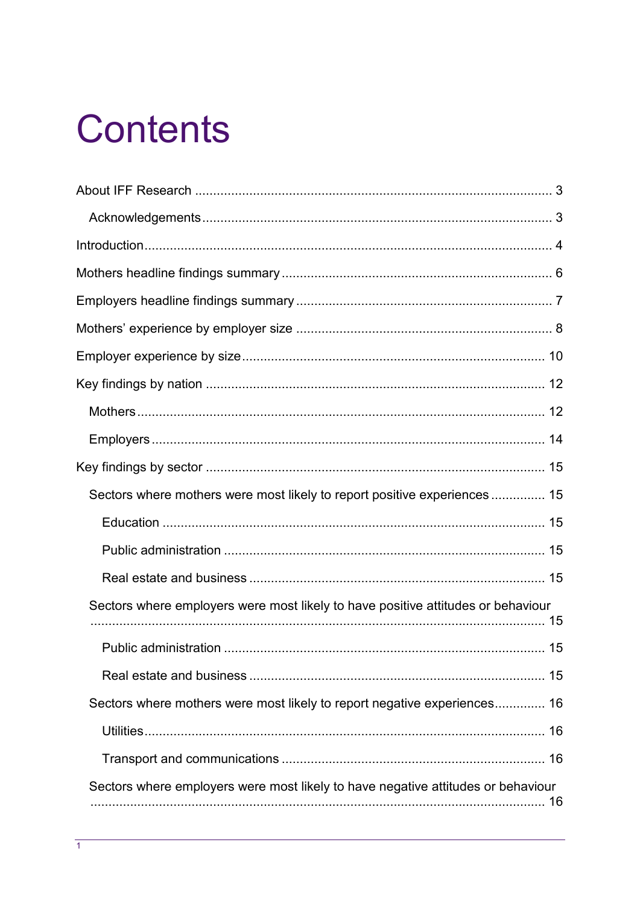# Contents

About IFF Research .......... 3

- Acknowledgements .......... 3

Introduction .......... 4

Mothers headline findings summary .......... 6

Employers headline findings summary .......... 7

Mothers' experience by employer size .......... 8

Employer experience by size .......... 10

Key findings by nation .......... 12

- Mothers .......... 12
- Employers .......... 14

Key findings by sector .......... 15

- Sectors where mothers were most likely to report positive experiences .......... 15
  - Education .......... 15
  - Public administration .......... 15
  - Real estate and business .......... 15
- Sectors where employers were most likely to have positive attitudes or behaviour .......... 15
  - Public administration .......... 15
  - Real estate and business .......... 15
- Sectors where mothers were most likely to report negative experiences .......... 16
  - Utilities .......... 16
  - Transport and communications .......... 16
- Sectors where employers were most likely to have negative attitudes or behaviour .......... 16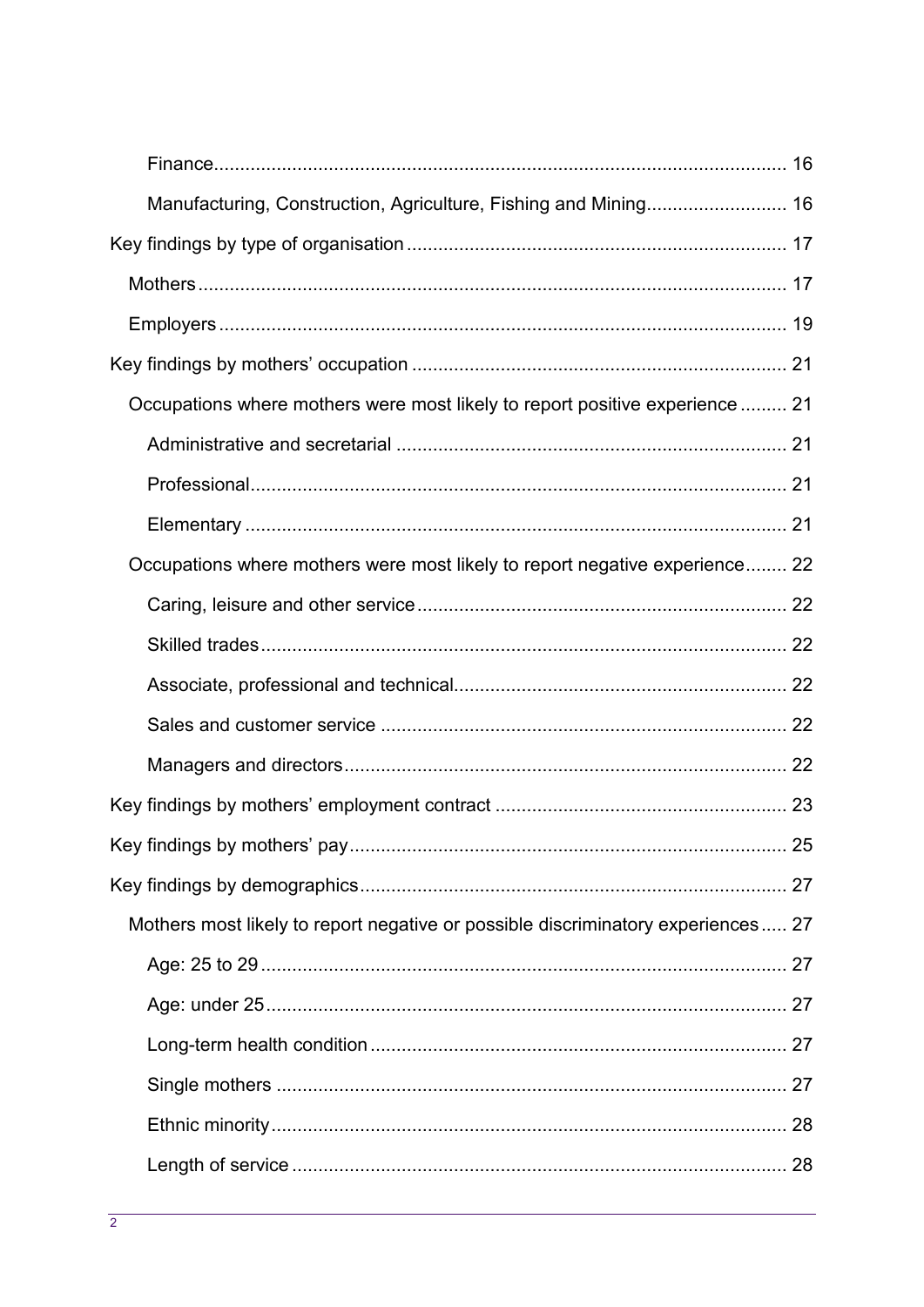- Finance ... 16
- Manufacturing, Construction, Agriculture, Fishing and Mining ... 16

Key findings by type of organisation ... 17

- Mothers ... 17
- Employers ... 19

Key findings by mothers' occupation ... 21

- Occupations where mothers were most likely to report positive experience ... 21
  - Administrative and secretarial ... 21
  - Professional ... 21
  - Elementary ... 21
- Occupations where mothers were most likely to report negative experience ... 22
  - Caring, leisure and other service ... 22
  - Skilled trades ... 22
  - Associate, professional and technical ... 22
  - Sales and customer service ... 22
  - Managers and directors ... 22

Key findings by mothers' employment contract ... 23

Key findings by mothers' pay ... 25

Key findings by demographics ... 27

- Mothers most likely to report negative or possible discriminatory experiences ... 27
  - Age: 25 to 29 ... 27
  - Age: under 25 ... 27
  - Long-term health condition ... 27
  - Single mothers ... 27
  - Ethnic minority ... 28
  - Length of service ... 28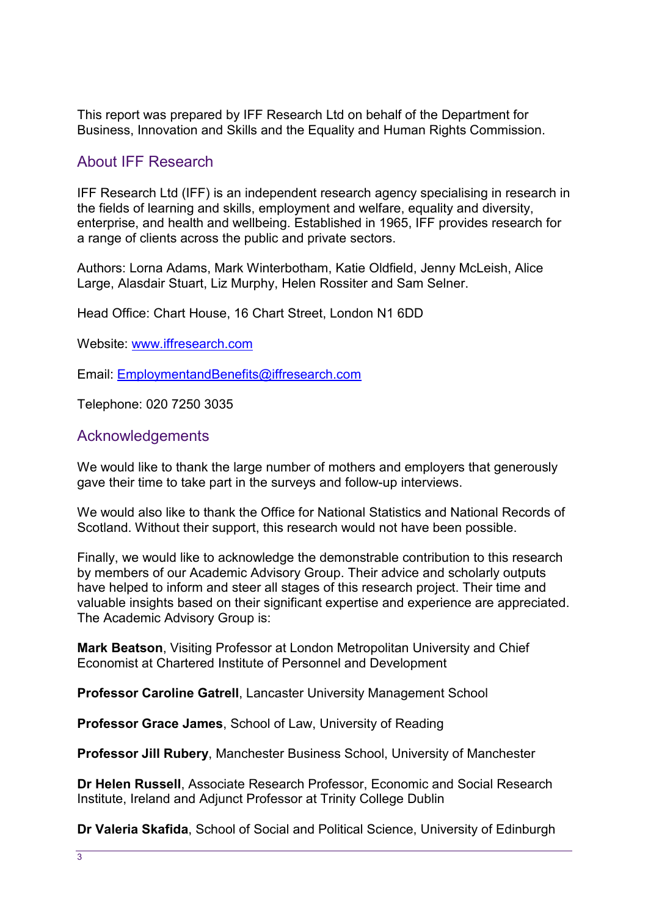This report was prepared by IFF Research Ltd on behalf of the Department for Business, Innovation and Skills and the Equality and Human Rights Commission.

## About IFF Research

IFF Research Ltd (IFF) is an independent research agency specialising in research in the fields of learning and skills, employment and welfare, equality and diversity, enterprise, and health and wellbeing. Established in 1965, IFF provides research for a range of clients across the public and private sectors.

Authors: Lorna Adams, Mark Winterbotham, Katie Oldfield, Jenny McLeish, Alice Large, Alasdair Stuart, Liz Murphy, Helen Rossiter and Sam Selner.

Head Office: Chart House, 16 Chart Street, London N1 6DD

Website: www.iffresearch.com

Email: EmploymentandBenefits@iffresearch.com

Telephone: 020 7250 3035

## Acknowledgements

We would like to thank the large number of mothers and employers that generously gave their time to take part in the surveys and follow-up interviews.

We would also like to thank the Office for National Statistics and National Records of Scotland. Without their support, this research would not have been possible.

Finally, we would like to acknowledge the demonstrable contribution to this research by members of our Academic Advisory Group. Their advice and scholarly outputs have helped to inform and steer all stages of this research project. Their time and valuable insights based on their significant expertise and experience are appreciated. The Academic Advisory Group is:

**Mark Beatson**, Visiting Professor at London Metropolitan University and Chief Economist at Chartered Institute of Personnel and Development

**Professor Caroline Gatrell**, Lancaster University Management School

**Professor Grace James**, School of Law, University of Reading

**Professor Jill Rubery**, Manchester Business School, University of Manchester

**Dr Helen Russell**, Associate Research Professor, Economic and Social Research Institute, Ireland and Adjunct Professor at Trinity College Dublin

**Dr Valeria Skafida**, School of Social and Political Science, University of Edinburgh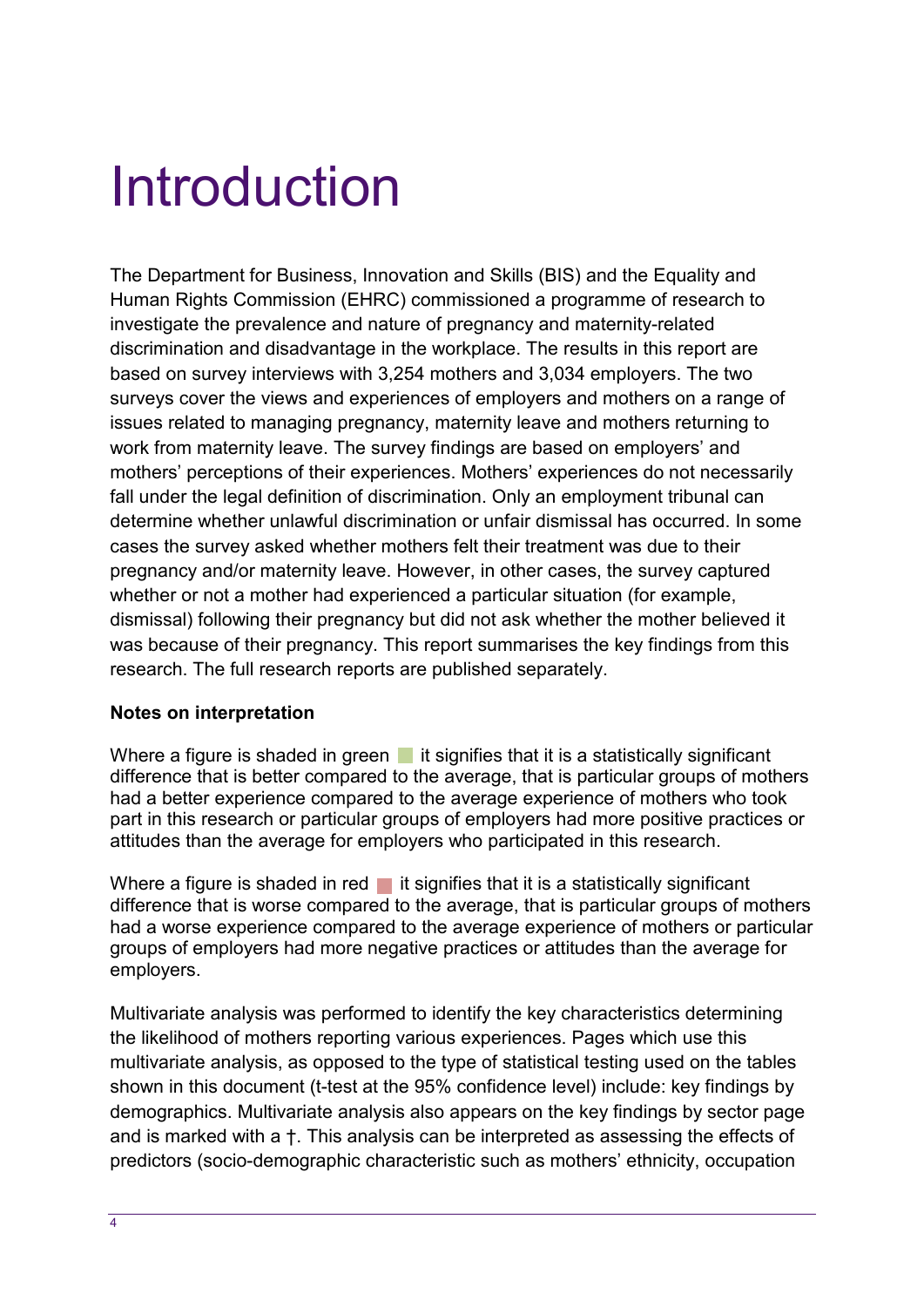# Introduction

The Department for Business, Innovation and Skills (BIS) and the Equality and Human Rights Commission (EHRC) commissioned a programme of research to investigate the prevalence and nature of pregnancy and maternity-related discrimination and disadvantage in the workplace. The results in this report are based on survey interviews with 3,254 mothers and 3,034 employers. The two surveys cover the views and experiences of employers and mothers on a range of issues related to managing pregnancy, maternity leave and mothers returning to work from maternity leave. The survey findings are based on employers' and mothers' perceptions of their experiences. Mothers' experiences do not necessarily fall under the legal definition of discrimination. Only an employment tribunal can determine whether unlawful discrimination or unfair dismissal has occurred. In some cases the survey asked whether mothers felt their treatment was due to their pregnancy and/or maternity leave. However, in other cases, the survey captured whether or not a mother had experienced a particular situation (for example, dismissal) following their pregnancy but did not ask whether the mother believed it was because of their pregnancy. This report summarises the key findings from this research. The full research reports are published separately.

**Notes on interpretation**

Where a figure is shaded in green it signifies that it is a statistically significant difference that is better compared to the average, that is particular groups of mothers had a better experience compared to the average experience of mothers who took part in this research or particular groups of employers had more positive practices or attitudes than the average for employers who participated in this research.

Where a figure is shaded in red it signifies that it is a statistically significant difference that is worse compared to the average, that is particular groups of mothers had a worse experience compared to the average experience of mothers or particular groups of employers had more negative practices or attitudes than the average for employers.

Multivariate analysis was performed to identify the key characteristics determining the likelihood of mothers reporting various experiences. Pages which use this multivariate analysis, as opposed to the type of statistical testing used on the tables shown in this document (t-test at the 95% confidence level) include: key findings by demographics. Multivariate analysis also appears on the key findings by sector page and is marked with a †. This analysis can be interpreted as assessing the effects of predictors (socio-demographic characteristic such as mothers' ethnicity, occupation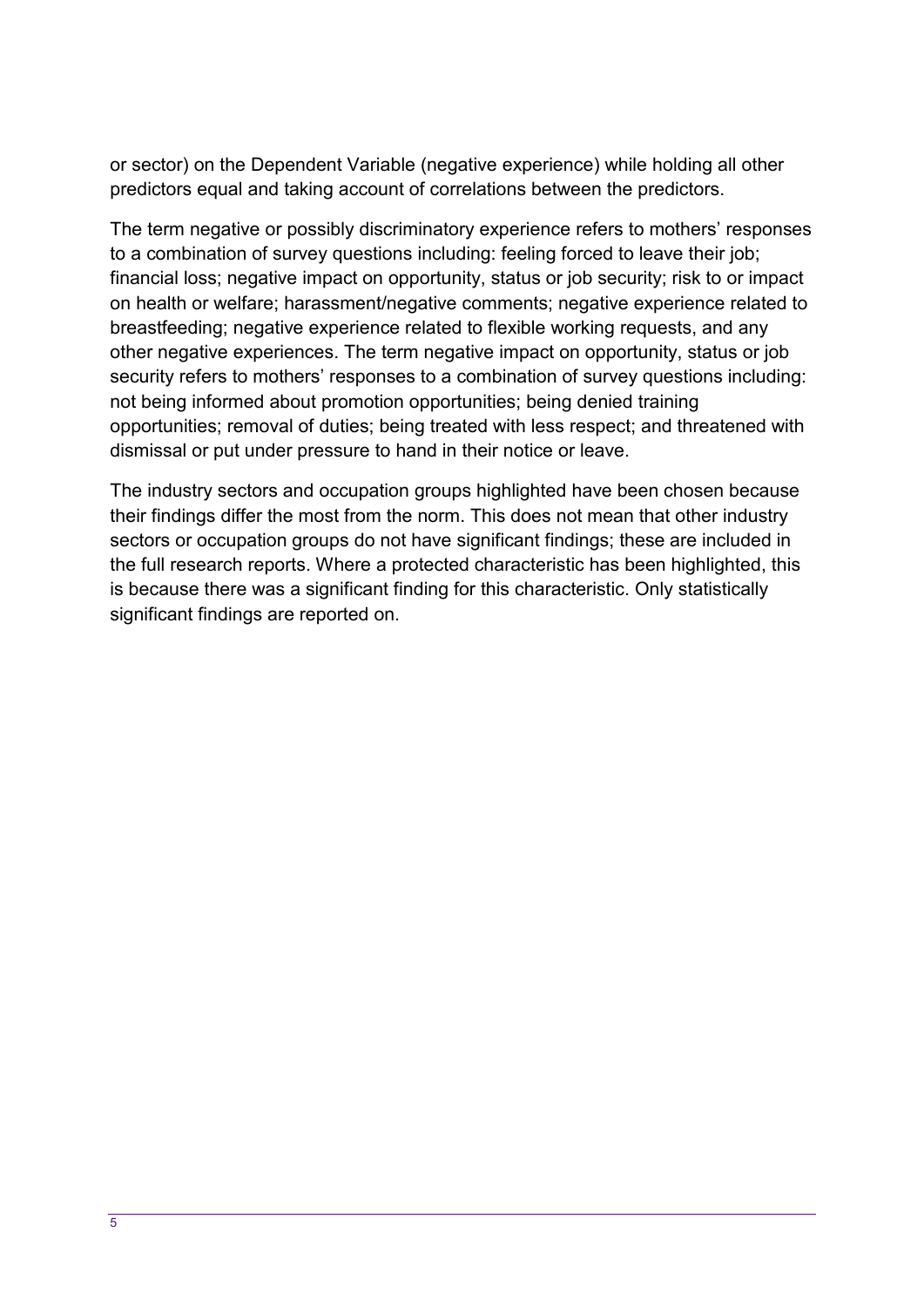or sector) on the Dependent Variable (negative experience) while holding all other predictors equal and taking account of correlations between the predictors.

The term negative or possibly discriminatory experience refers to mothers' responses to a combination of survey questions including: feeling forced to leave their job; financial loss; negative impact on opportunity, status or job security; risk to or impact on health or welfare; harassment/negative comments; negative experience related to breastfeeding; negative experience related to flexible working requests, and any other negative experiences. The term negative impact on opportunity, status or job security refers to mothers' responses to a combination of survey questions including: not being informed about promotion opportunities; being denied training opportunities; removal of duties; being treated with less respect; and threatened with dismissal or put under pressure to hand in their notice or leave.

The industry sectors and occupation groups highlighted have been chosen because their findings differ the most from the norm. This does not mean that other industry sectors or occupation groups do not have significant findings; these are included in the full research reports. Where a protected characteristic has been highlighted, this is because there was a significant finding for this characteristic. Only statistically significant findings are reported on.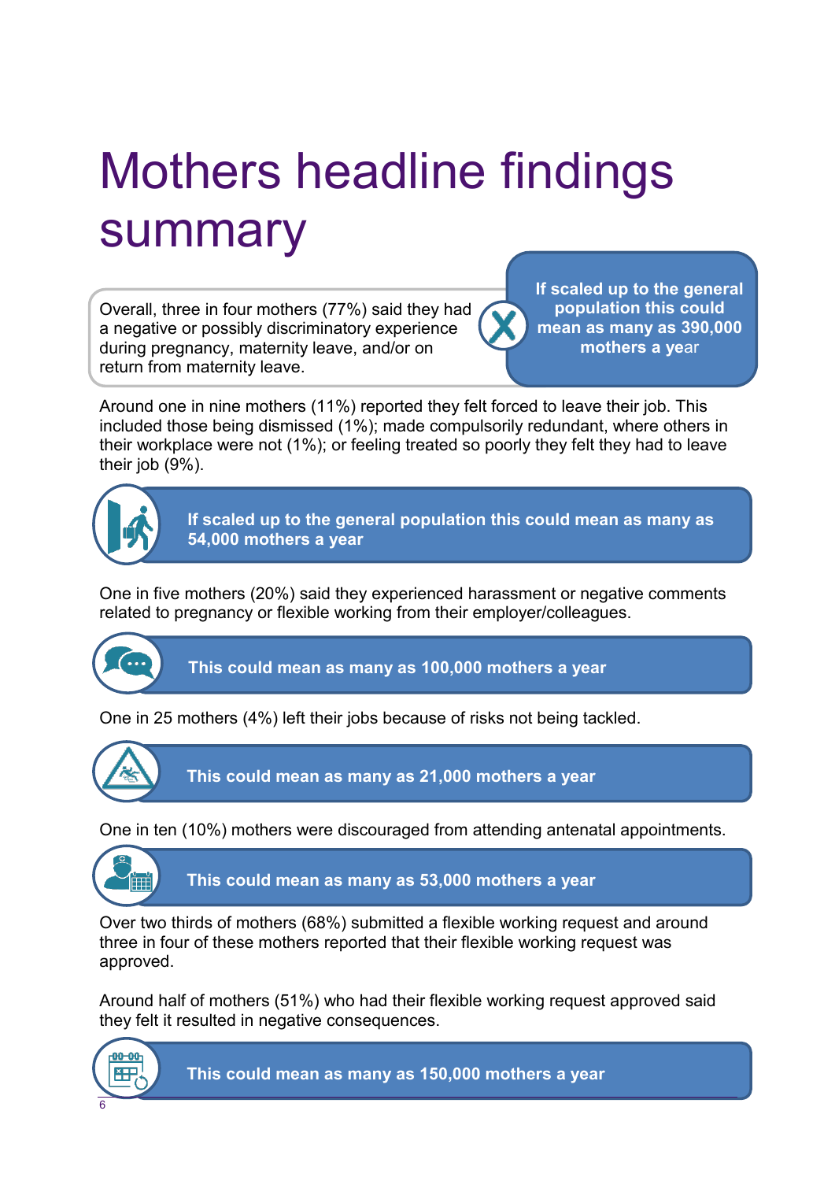# Mothers headline findings summary

Overall, three in four mothers (77%) said they had a negative or possibly discriminatory experience during pregnancy, maternity leave, and/or on return from maternity leave.

**If scaled up to the general population this could mean as many as 390,000 mothers a year**

Around one in nine mothers (11%) reported they felt forced to leave their job. This included those being dismissed (1%); made compulsorily redundant, where others in their workplace were not (1%); or feeling treated so poorly they felt they had to leave their job (9%).

**If scaled up to the general population this could mean as many as 54,000 mothers a year**

One in five mothers (20%) said they experienced harassment or negative comments related to pregnancy or flexible working from their employer/colleagues.

**This could mean as many as 100,000 mothers a year**

One in 25 mothers (4%) left their jobs because of risks not being tackled.

**This could mean as many as 21,000 mothers a year**

One in ten (10%) mothers were discouraged from attending antenatal appointments.

**This could mean as many as 53,000 mothers a year**

Over two thirds of mothers (68%) submitted a flexible working request and around three in four of these mothers reported that their flexible working request was approved.

Around half of mothers (51%) who had their flexible working request approved said they felt it resulted in negative consequences.

**This could mean as many as 150,000 mothers a year**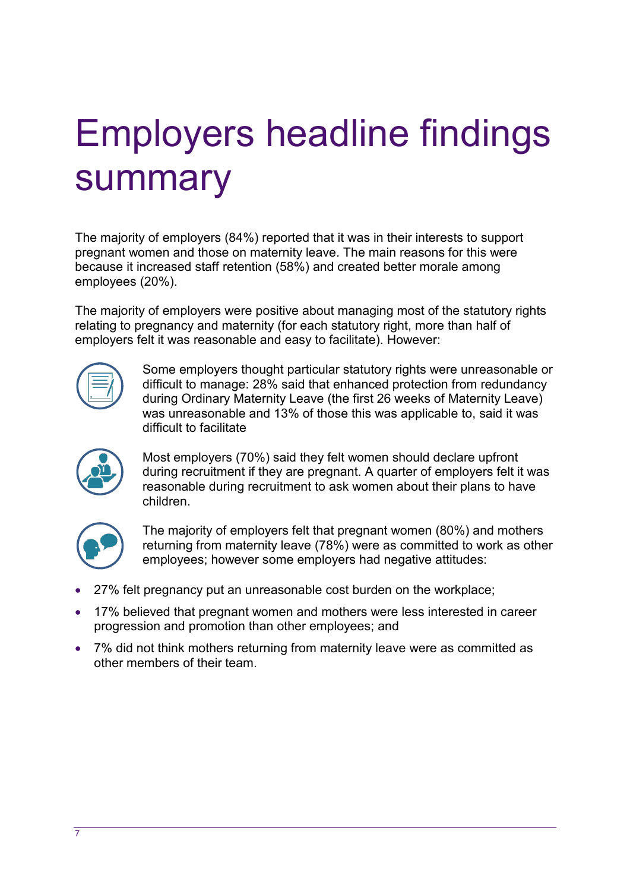# Employers headline findings summary

The majority of employers (84%) reported that it was in their interests to support pregnant women and those on maternity leave. The main reasons for this were because it increased staff retention (58%) and created better morale among employees (20%).

The majority of employers were positive about managing most of the statutory rights relating to pregnancy and maternity (for each statutory right, more than half of employers felt it was reasonable and easy to facilitate). However:

Some employers thought particular statutory rights were unreasonable or difficult to manage: 28% said that enhanced protection from redundancy during Ordinary Maternity Leave (the first 26 weeks of Maternity Leave) was unreasonable and 13% of those this was applicable to, said it was difficult to facilitate

Most employers (70%) said they felt women should declare upfront during recruitment if they are pregnant. A quarter of employers felt it was reasonable during recruitment to ask women about their plans to have children.

The majority of employers felt that pregnant women (80%) and mothers returning from maternity leave (78%) were as committed to work as other employees; however some employers had negative attitudes:

- 27% felt pregnancy put an unreasonable cost burden on the workplace;
- 17% believed that pregnant women and mothers were less interested in career progression and promotion than other employees; and
- 7% did not think mothers returning from maternity leave were as committed as other members of their team.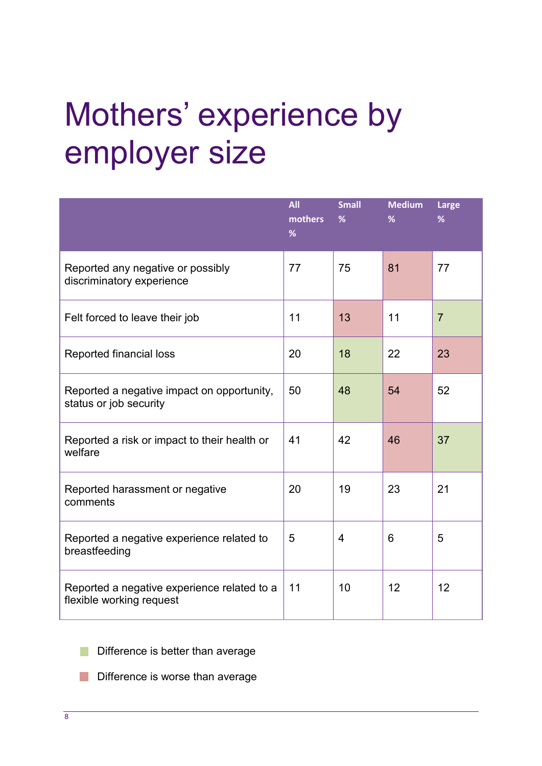# Mothers' experience by employer size

| | All mothers % | Small % | Medium % | Large % |
|---|---|---|---|---|
| Reported any negative or possibly discriminatory experience | 77 | 75 | 81 | 77 |
| Felt forced to leave their job | 11 | 13 | 11 | 7 |
| Reported financial loss | 20 | 18 | 22 | 23 |
| Reported a negative impact on opportunity, status or job security | 50 | 48 | 54 | 52 |
| Reported a risk or impact to their health or welfare | 41 | 42 | 46 | 37 |
| Reported harassment or negative comments | 20 | 19 | 23 | 21 |
| Reported a negative experience related to breastfeeding | 5 | 4 | 6 | 5 |
| Reported a negative experience related to a flexible working request | 11 | 10 | 12 | 12 |

Difference is better than average

Difference is worse than average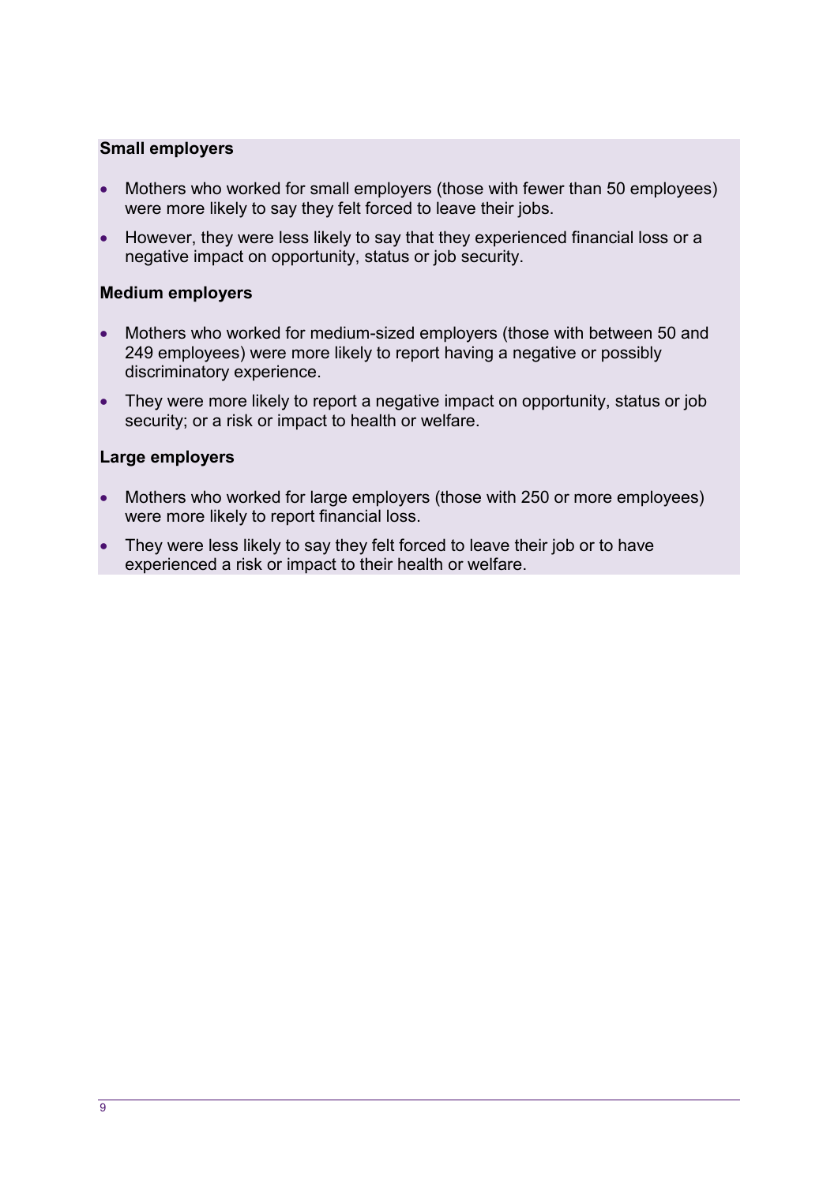**Small employers**

- Mothers who worked for small employers (those with fewer than 50 employees) were more likely to say they felt forced to leave their jobs.
- However, they were less likely to say that they experienced financial loss or a negative impact on opportunity, status or job security.

**Medium employers**

- Mothers who worked for medium-sized employers (those with between 50 and 249 employees) were more likely to report having a negative or possibly discriminatory experience.
- They were more likely to report a negative impact on opportunity, status or job security; or a risk or impact to health or welfare.

**Large employers**

- Mothers who worked for large employers (those with 250 or more employees) were more likely to report financial loss.
- They were less likely to say they felt forced to leave their job or to have experienced a risk or impact to their health or welfare.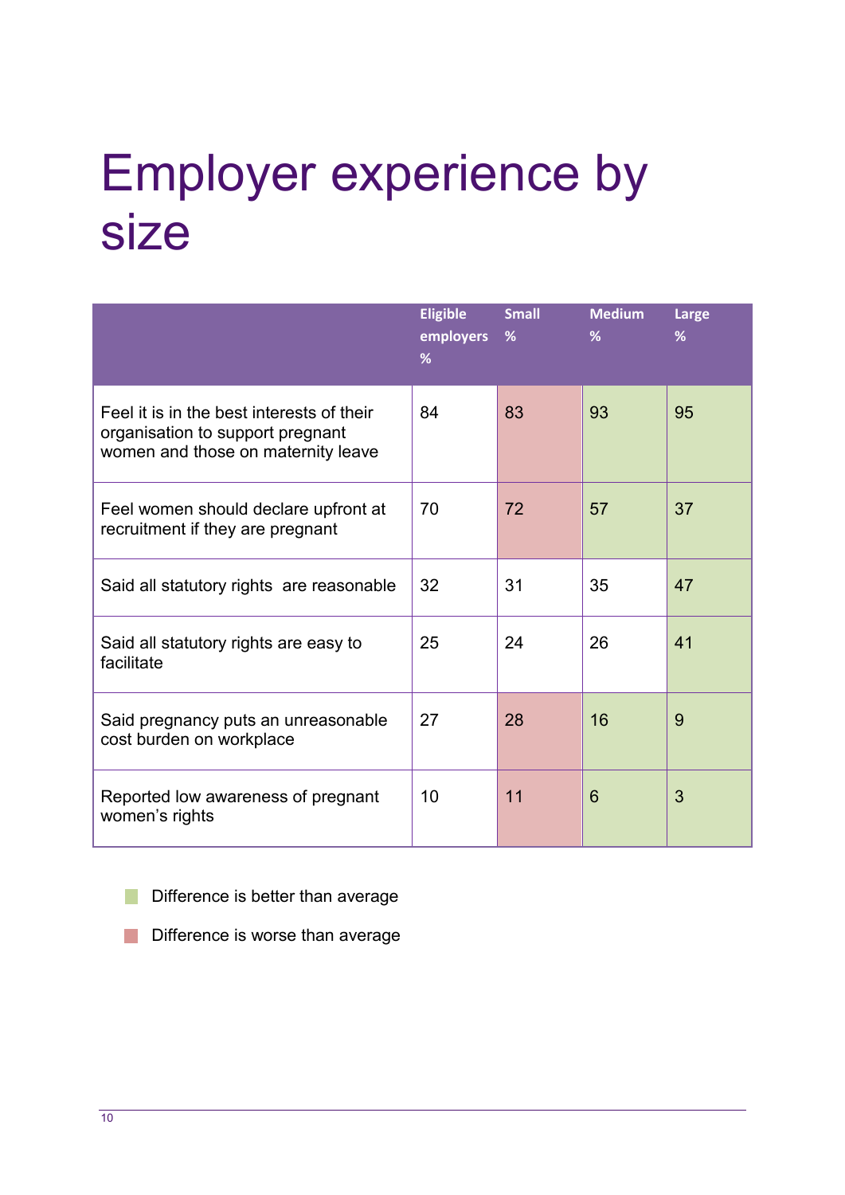# Employer experience by size

| | Eligible employers % | Small % | Medium % | Large % |
|---|---|---|---|---|
| Feel it is in the best interests of their organisation to support pregnant women and those on maternity leave | 84 | 83 | 93 | 95 |
| Feel women should declare upfront at recruitment if they are pregnant | 70 | 72 | 57 | 37 |
| Said all statutory rights are reasonable | 32 | 31 | 35 | 47 |
| Said all statutory rights are easy to facilitate | 25 | 24 | 26 | 41 |
| Said pregnancy puts an unreasonable cost burden on workplace | 27 | 28 | 16 | 9 |
| Reported low awareness of pregnant women's rights | 10 | 11 | 6 | 3 |

- Difference is better than average
- Difference is worse than average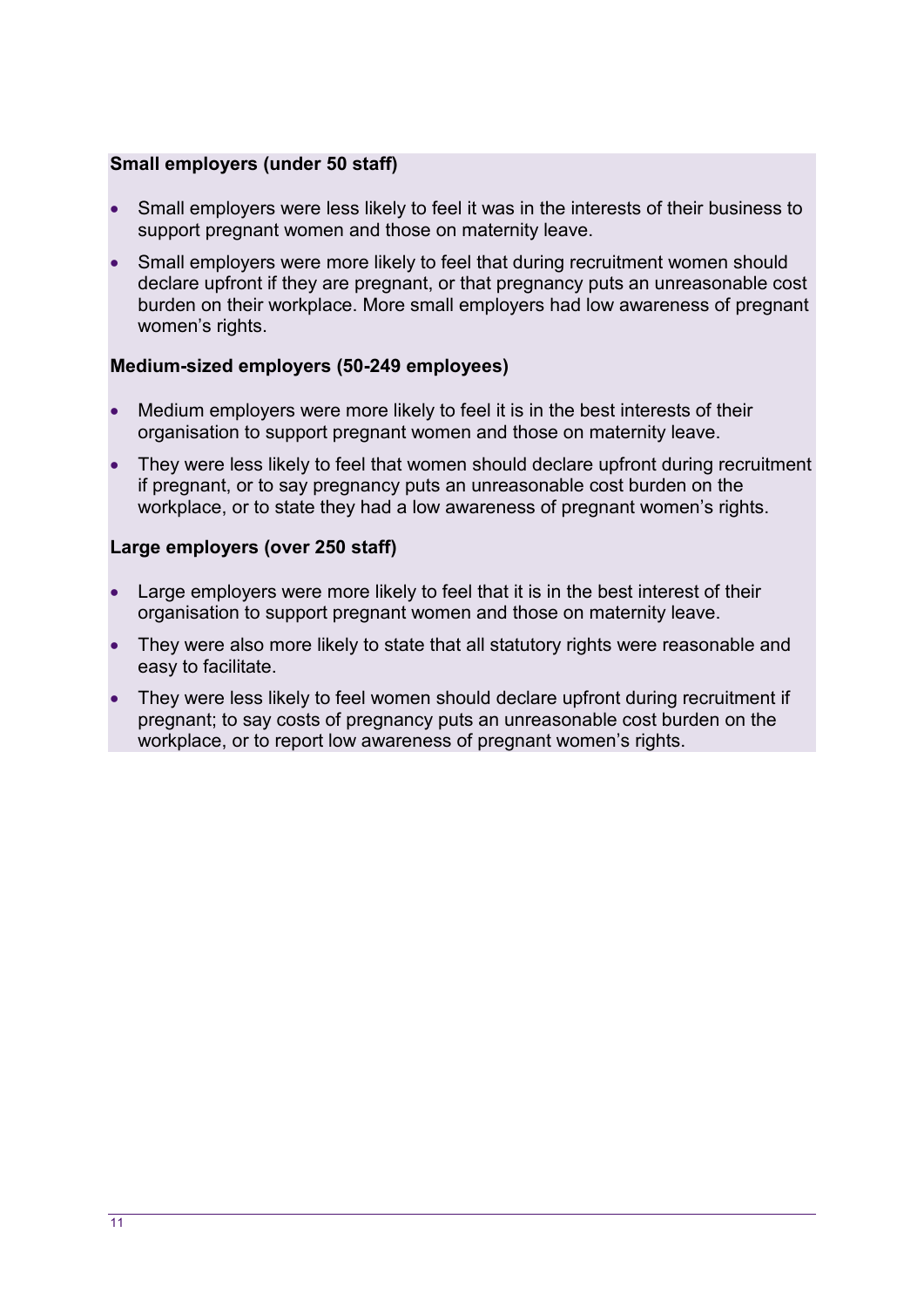**Small employers (under 50 staff)**

- Small employers were less likely to feel it was in the interests of their business to support pregnant women and those on maternity leave.
- Small employers were more likely to feel that during recruitment women should declare upfront if they are pregnant, or that pregnancy puts an unreasonable cost burden on their workplace. More small employers had low awareness of pregnant women's rights.

**Medium-sized employers (50-249 employees)**

- Medium employers were more likely to feel it is in the best interests of their organisation to support pregnant women and those on maternity leave.
- They were less likely to feel that women should declare upfront during recruitment if pregnant, or to say pregnancy puts an unreasonable cost burden on the workplace, or to state they had a low awareness of pregnant women's rights.

**Large employers (over 250 staff)**

- Large employers were more likely to feel that it is in the best interest of their organisation to support pregnant women and those on maternity leave.
- They were also more likely to state that all statutory rights were reasonable and easy to facilitate.
- They were less likely to feel women should declare upfront during recruitment if pregnant; to say costs of pregnancy puts an unreasonable cost burden on the workplace, or to report low awareness of pregnant women's rights.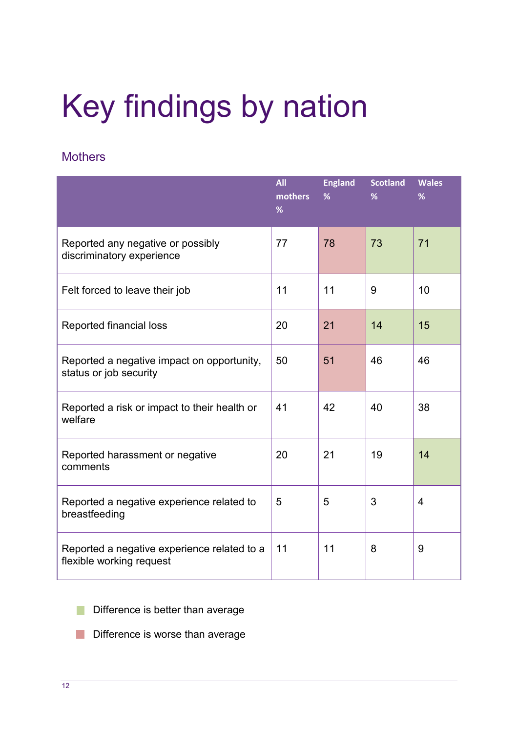# Key findings by nation

## Mothers

| | All mothers % | England % | Scotland % | Wales % |
|---|---|---|---|---|
| Reported any negative or possibly discriminatory experience | 77 | 78 | 73 | 71 |
| Felt forced to leave their job | 11 | 11 | 9 | 10 |
| Reported financial loss | 20 | 21 | 14 | 15 |
| Reported a negative impact on opportunity, status or job security | 50 | 51 | 46 | 46 |
| Reported a risk or impact to their health or welfare | 41 | 42 | 40 | 38 |
| Reported harassment or negative comments | 20 | 21 | 19 | 14 |
| Reported a negative experience related to breastfeeding | 5 | 5 | 3 | 4 |
| Reported a negative experience related to a flexible working request | 11 | 11 | 8 | 9 |

Difference is better than average: England – none; Scotland – 73 (any negative or possibly discriminatory experience), 14 (financial loss); Wales – 71 (any negative or possibly discriminatory experience), 15 (financial loss), 14 (harassment or negative comments).

Difference is worse than average: England – 78 (any negative or possibly discriminatory experience), 21 (financial loss), 51 (negative impact on opportunity, status or job security).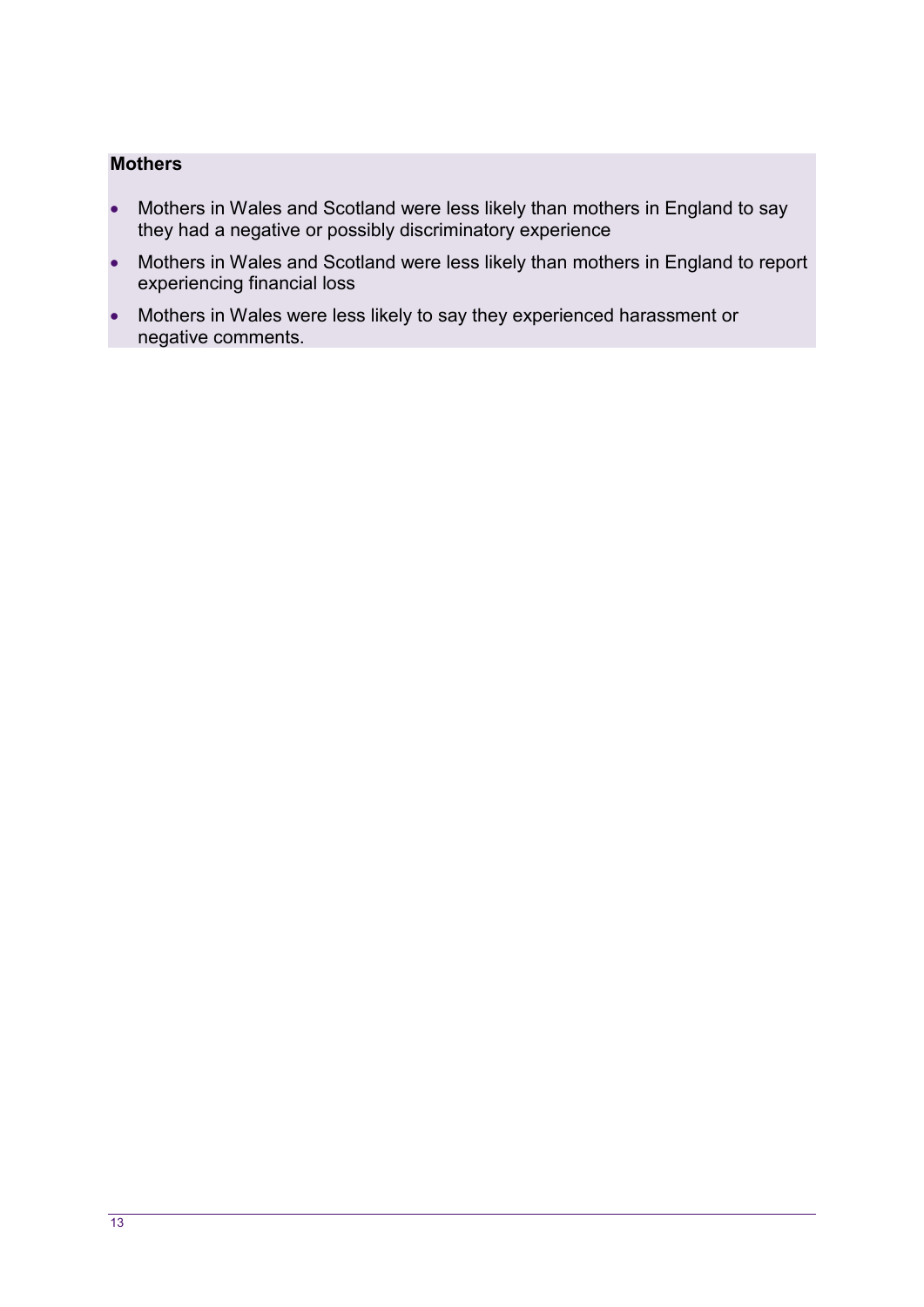**Mothers**

- Mothers in Wales and Scotland were less likely than mothers in England to say they had a negative or possibly discriminatory experience
- Mothers in Wales and Scotland were less likely than mothers in England to report experiencing financial loss
- Mothers in Wales were less likely to say they experienced harassment or negative comments.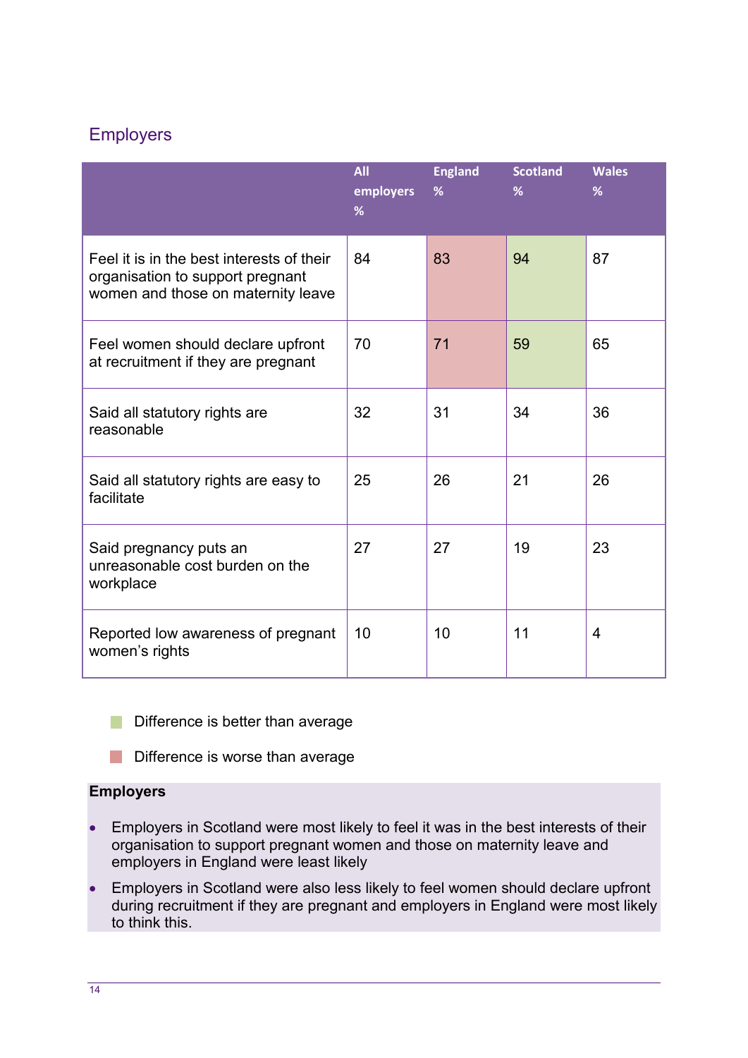## Employers

| | All employers % | England % | Scotland % | Wales % |
|---|---|---|---|---|
| Feel it is in the best interests of their organisation to support pregnant women and those on maternity leave | 84 | 83 | 94 | 87 |
| Feel women should declare upfront at recruitment if they are pregnant | 70 | 71 | 59 | 65 |
| Said all statutory rights are reasonable | 32 | 31 | 34 | 36 |
| Said all statutory rights are easy to facilitate | 25 | 26 | 21 | 26 |
| Said pregnancy puts an unreasonable cost burden on the workplace | 27 | 27 | 19 | 23 |
| Reported low awareness of pregnant women's rights | 10 | 10 | 11 | 4 |

Green: Difference is better than average (Scotland: 94, 59)

Red: Difference is worse than average (England: 83, 71)

**Employers**

- Employers in Scotland were most likely to feel it was in the best interests of their organisation to support pregnant women and those on maternity leave and employers in England were least likely
- Employers in Scotland were also less likely to feel women should declare upfront during recruitment if they are pregnant and employers in England were most likely to think this.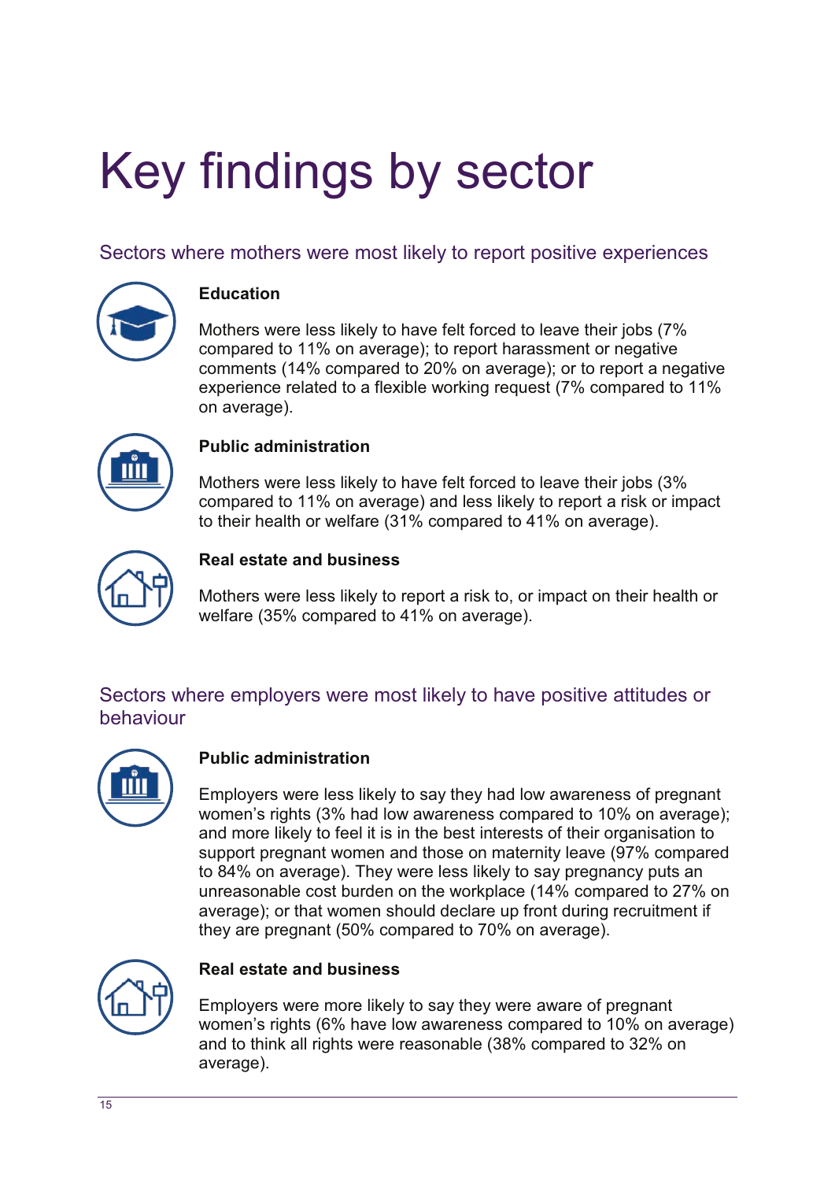# Key findings by sector

## Sectors where mothers were most likely to report positive experiences

### Education

Mothers were less likely to have felt forced to leave their jobs (7% compared to 11% on average); to report harassment or negative comments (14% compared to 20% on average); or to report a negative experience related to a flexible working request (7% compared to 11% on average).

### Public administration

Mothers were less likely to have felt forced to leave their jobs (3% compared to 11% on average) and less likely to report a risk or impact to their health or welfare (31% compared to 41% on average).

### Real estate and business

Mothers were less likely to report a risk to, or impact on their health or welfare (35% compared to 41% on average).

## Sectors where employers were most likely to have positive attitudes or behaviour

### Public administration

Employers were less likely to say they had low awareness of pregnant women's rights (3% had low awareness compared to 10% on average); and more likely to feel it is in the best interests of their organisation to support pregnant women and those on maternity leave (97% compared to 84% on average). They were less likely to say pregnancy puts an unreasonable cost burden on the workplace (14% compared to 27% on average); or that women should declare up front during recruitment if they are pregnant (50% compared to 70% on average).

### Real estate and business

Employers were more likely to say they were aware of pregnant women's rights (6% have low awareness compared to 10% on average) and to think all rights were reasonable (38% compared to 32% on average).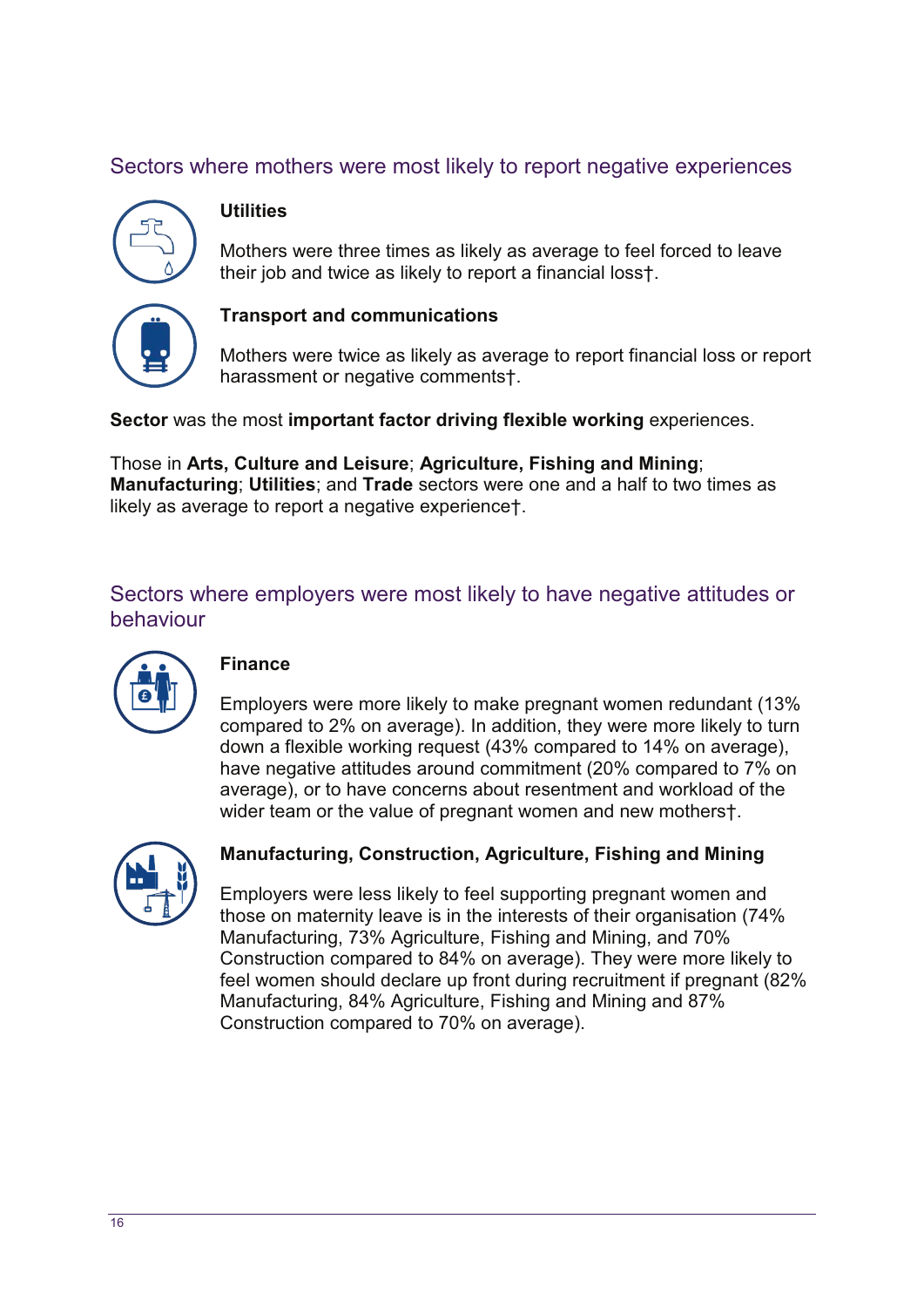## Sectors where mothers were most likely to report negative experiences

### Utilities

Mothers were three times as likely as average to feel forced to leave their job and twice as likely to report a financial loss†.

### Transport and communications

Mothers were twice as likely as average to report financial loss or report harassment or negative comments†.

**Sector** was the most **important factor driving flexible working** experiences.

Those in **Arts, Culture and Leisure**; **Agriculture, Fishing and Mining**; **Manufacturing**; **Utilities**; and **Trade** sectors were one and a half to two times as likely as average to report a negative experience†.

## Sectors where employers were most likely to have negative attitudes or behaviour

### Finance

Employers were more likely to make pregnant women redundant (13% compared to 2% on average). In addition, they were more likely to turn down a flexible working request (43% compared to 14% on average), have negative attitudes around commitment (20% compared to 7% on average), or to have concerns about resentment and workload of the wider team or the value of pregnant women and new mothers†.

### Manufacturing, Construction, Agriculture, Fishing and Mining

Employers were less likely to feel supporting pregnant women and those on maternity leave is in the interests of their organisation (74% Manufacturing, 73% Agriculture, Fishing and Mining, and 70% Construction compared to 84% on average). They were more likely to feel women should declare up front during recruitment if pregnant (82% Manufacturing, 84% Agriculture, Fishing and Mining and 87% Construction compared to 70% on average).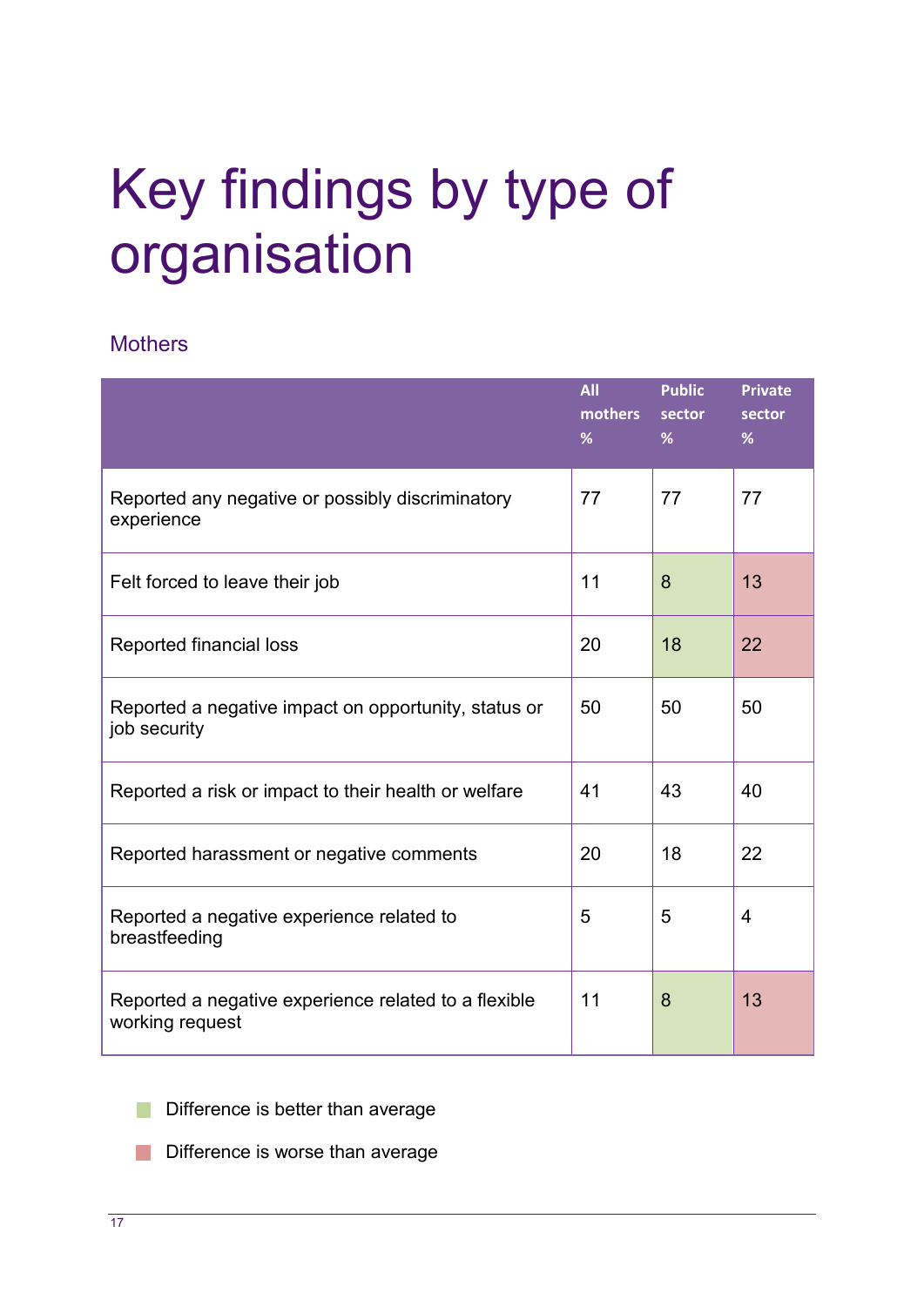# Key findings by type of organisation

## Mothers

| | All mothers % | Public sector % | Private sector % |
|---|---|---|---|
| Reported any negative or possibly discriminatory experience | 77 | 77 | 77 |
| Felt forced to leave their job | 11 | 8 | 13 |
| Reported financial loss | 20 | 18 | 22 |
| Reported a negative impact on opportunity, status or job security | 50 | 50 | 50 |
| Reported a risk or impact to their health or welfare | 41 | 43 | 40 |
| Reported harassment or negative comments | 20 | 18 | 22 |
| Reported a negative experience related to breastfeeding | 5 | 5 | 4 |
| Reported a negative experience related to a flexible working request | 11 | 8 | 13 |

- Difference is better than average (Public sector: 8, 18, 8)
- Difference is worse than average (Private sector: 13, 22, 13)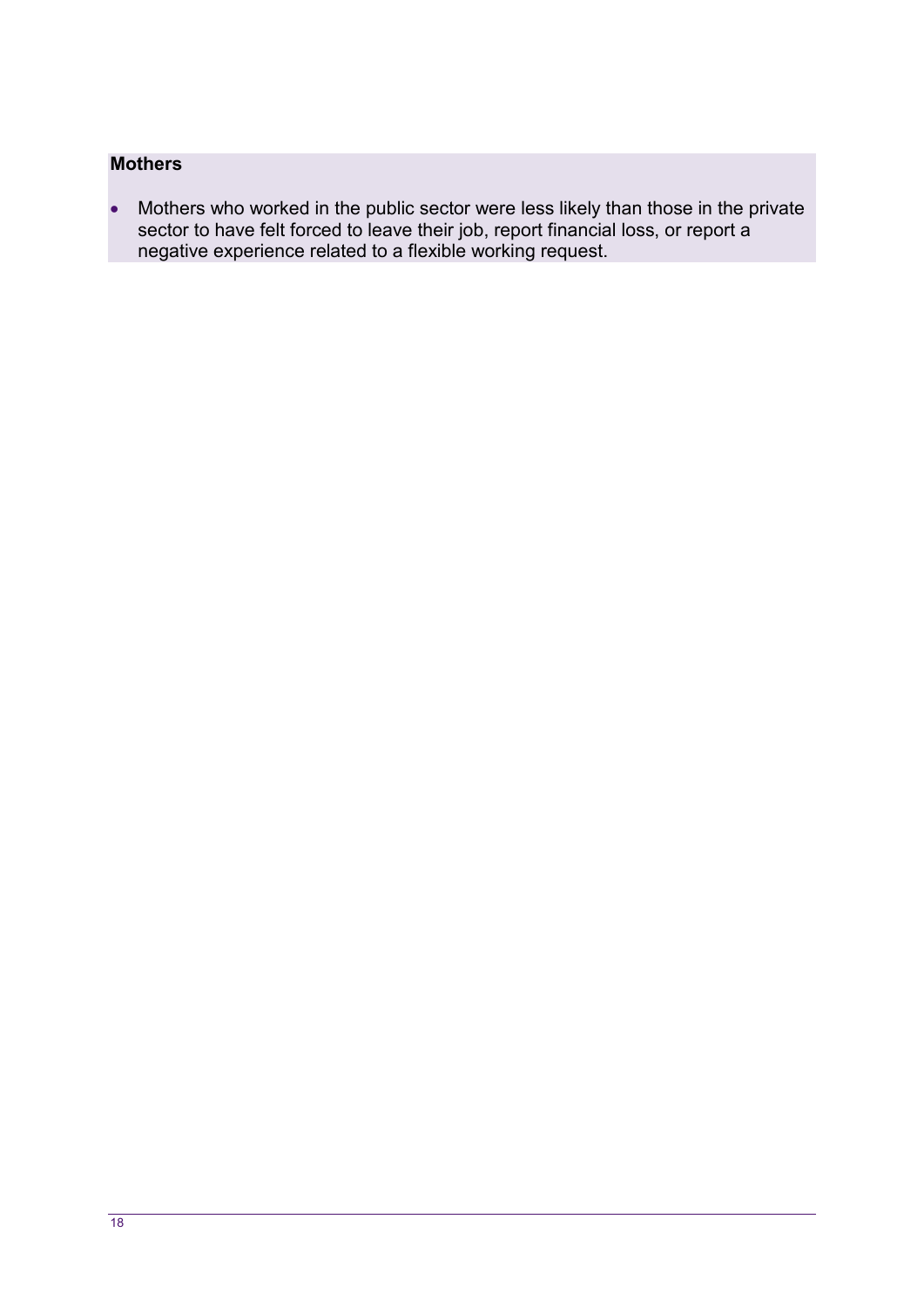**Mothers**

- Mothers who worked in the public sector were less likely than those in the private sector to have felt forced to leave their job, report financial loss, or report a negative experience related to a flexible working request.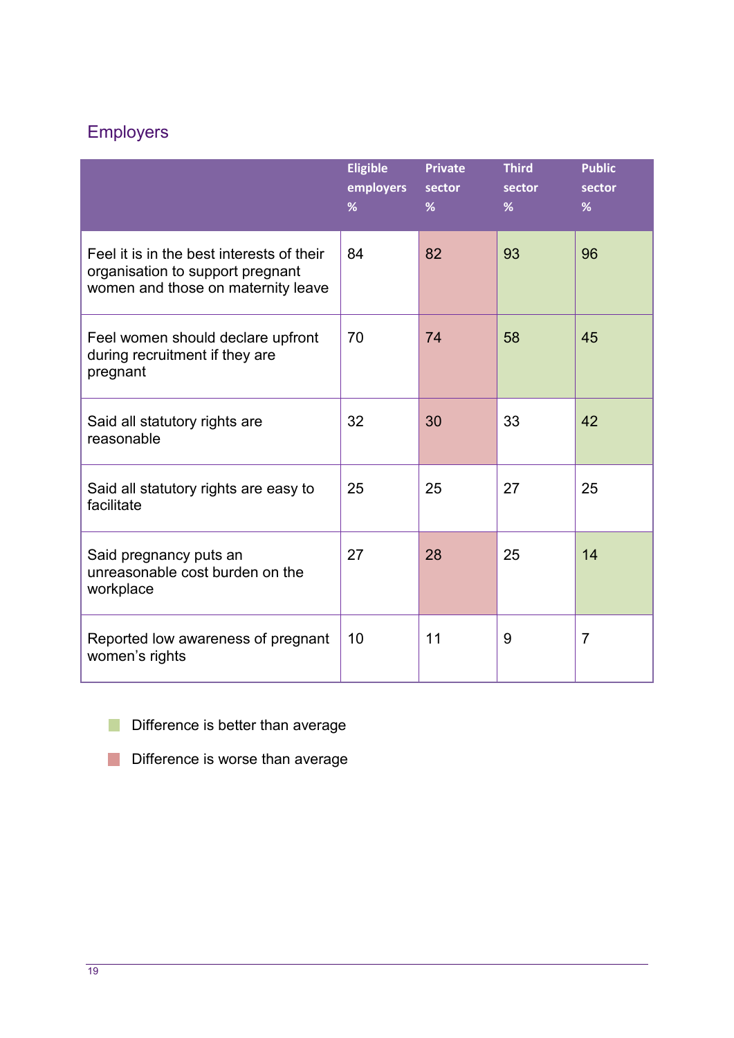## Employers

| | Eligible employers % | Private sector % | Third sector % | Public sector % |
|---|---|---|---|---|
| Feel it is in the best interests of their organisation to support pregnant women and those on maternity leave | 84 | 82 | 93 | 96 |
| Feel women should declare upfront during recruitment if they are pregnant | 70 | 74 | 58 | 45 |
| Said all statutory rights are reasonable | 32 | 30 | 33 | 42 |
| Said all statutory rights are easy to facilitate | 25 | 25 | 27 | 25 |
| Said pregnancy puts an unreasonable cost burden on the workplace | 27 | 28 | 25 | 14 |
| Reported low awareness of pregnant women's rights | 10 | 11 | 9 | 7 |

Difference is better than average (green cells): Third sector 93 and Public sector 96 (best interests); Third sector 58 and Public sector 45 (declare upfront); Public sector 42 (statutory rights reasonable); Public sector 14 (unreasonable cost burden).

Difference is worse than average (red cells): Private sector 82 (best interests); Private sector 74 (declare upfront); Private sector 30 (statutory rights reasonable); Private sector 28 (unreasonable cost burden).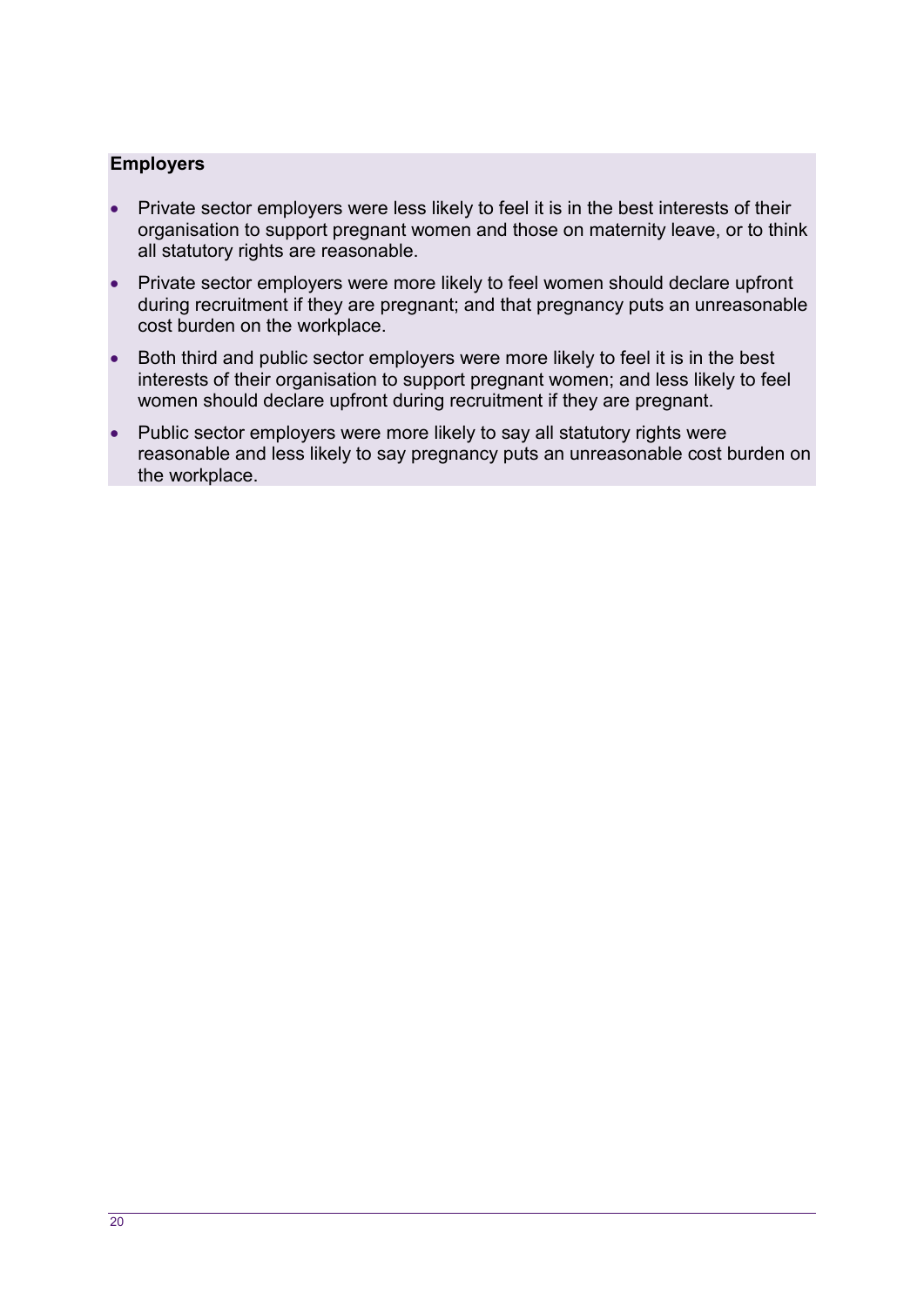**Employers**

- Private sector employers were less likely to feel it is in the best interests of their organisation to support pregnant women and those on maternity leave, or to think all statutory rights are reasonable.
- Private sector employers were more likely to feel women should declare upfront during recruitment if they are pregnant; and that pregnancy puts an unreasonable cost burden on the workplace.
- Both third and public sector employers were more likely to feel it is in the best interests of their organisation to support pregnant women; and less likely to feel women should declare upfront during recruitment if they are pregnant.
- Public sector employers were more likely to say all statutory rights were reasonable and less likely to say pregnancy puts an unreasonable cost burden on the workplace.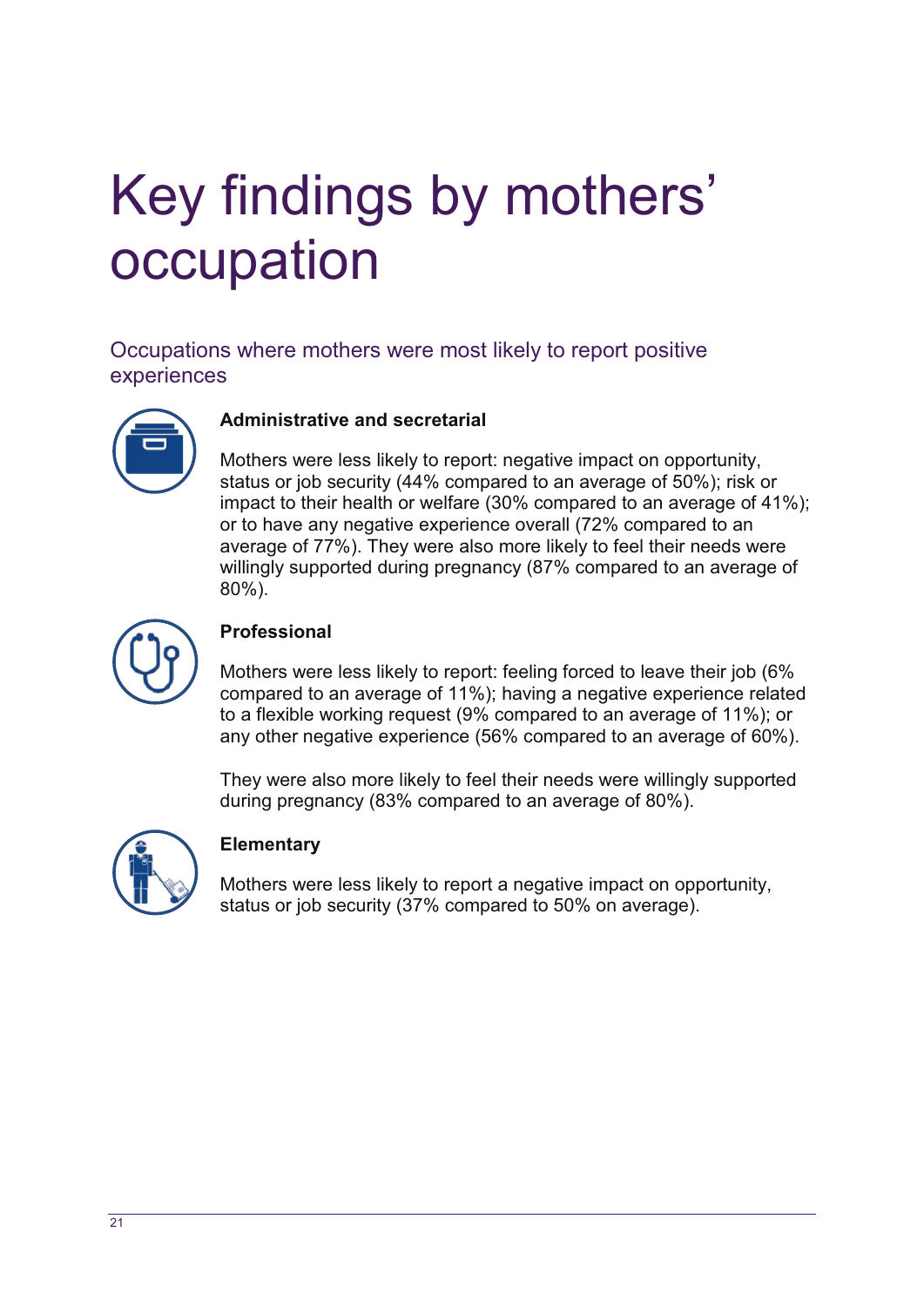# Key findings by mothers' occupation

## Occupations where mothers were most likely to report positive experiences

**Administrative and secretarial**

Mothers were less likely to report: negative impact on opportunity, status or job security (44% compared to an average of 50%); risk or impact to their health or welfare (30% compared to an average of 41%); or to have any negative experience overall (72% compared to an average of 77%). They were also more likely to feel their needs were willingly supported during pregnancy (87% compared to an average of 80%).

**Professional**

Mothers were less likely to report: feeling forced to leave their job (6% compared to an average of 11%); having a negative experience related to a flexible working request (9% compared to an average of 11%); or any other negative experience (56% compared to an average of 60%).

They were also more likely to feel their needs were willingly supported during pregnancy (83% compared to an average of 80%).

**Elementary**

Mothers were less likely to report a negative impact on opportunity, status or job security (37% compared to 50% on average).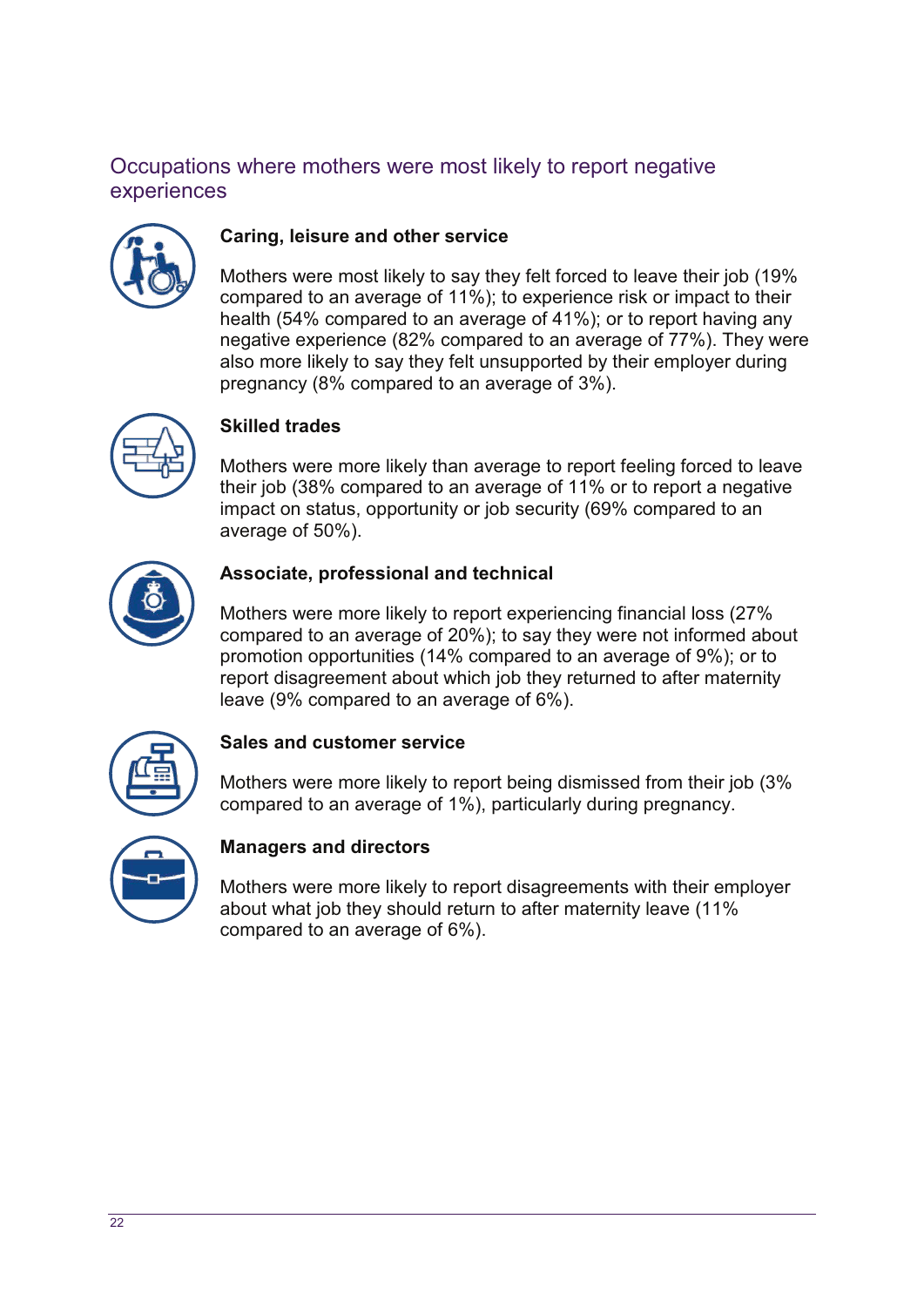## Occupations where mothers were most likely to report negative experiences

### Caring, leisure and other service

Mothers were most likely to say they felt forced to leave their job (19% compared to an average of 11%); to experience risk or impact to their health (54% compared to an average of 41%); or to report having any negative experience (82% compared to an average of 77%). They were also more likely to say they felt unsupported by their employer during pregnancy (8% compared to an average of 3%).

### Skilled trades

Mothers were more likely than average to report feeling forced to leave their job (38% compared to an average of 11% or to report a negative impact on status, opportunity or job security (69% compared to an average of 50%).

### Associate, professional and technical

Mothers were more likely to report experiencing financial loss (27% compared to an average of 20%); to say they were not informed about promotion opportunities (14% compared to an average of 9%); or to report disagreement about which job they returned to after maternity leave (9% compared to an average of 6%).

### Sales and customer service

Mothers were more likely to report being dismissed from their job (3% compared to an average of 1%), particularly during pregnancy.

### Managers and directors

Mothers were more likely to report disagreements with their employer about what job they should return to after maternity leave (11% compared to an average of 6%).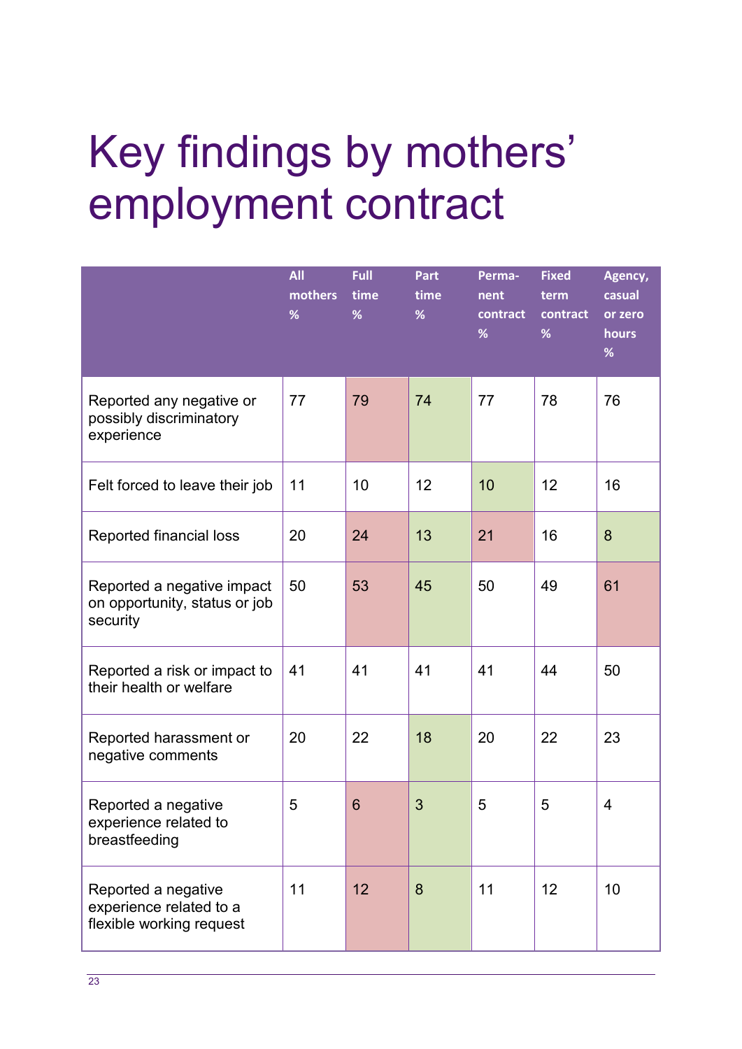# Key findings by mothers' employment contract

| | All mothers % | Full time % | Part time % | Perma-nent contract % | Fixed term contract % | Agency, casual or zero hours % |
|---|---|---|---|---|---|---|
| Reported any negative or possibly discriminatory experience | 77 | 79 | 74 | 77 | 78 | 76 |
| Felt forced to leave their job | 11 | 10 | 12 | 10 | 12 | 16 |
| Reported financial loss | 20 | 24 | 13 | 21 | 16 | 8 |
| Reported a negative impact on opportunity, status or job security | 50 | 53 | 45 | 50 | 49 | 61 |
| Reported a risk or impact to their health or welfare | 41 | 41 | 41 | 41 | 44 | 50 |
| Reported harassment or negative comments | 20 | 22 | 18 | 20 | 22 | 23 |
| Reported a negative experience related to breastfeeding | 5 | 6 | 3 | 5 | 5 | 4 |
| Reported a negative experience related to a flexible working request | 11 | 12 | 8 | 11 | 12 | 10 |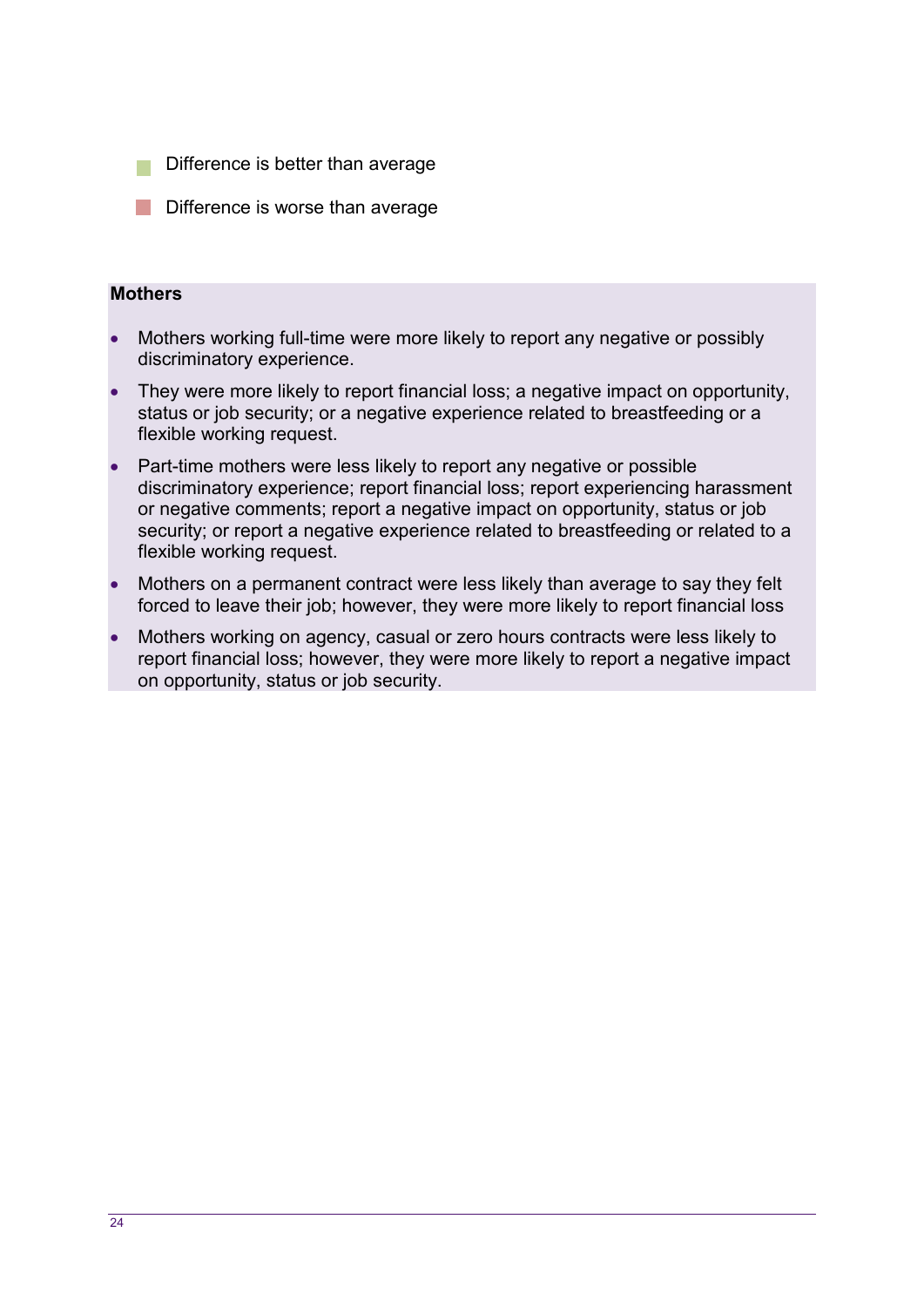- Difference is better than average
- Difference is worse than average

**Mothers**

- Mothers working full-time were more likely to report any negative or possibly discriminatory experience.
- They were more likely to report financial loss; a negative impact on opportunity, status or job security; or a negative experience related to breastfeeding or a flexible working request.
- Part-time mothers were less likely to report any negative or possible discriminatory experience; report financial loss; report experiencing harassment or negative comments; report a negative impact on opportunity, status or job security; or report a negative experience related to breastfeeding or related to a flexible working request.
- Mothers on a permanent contract were less likely than average to say they felt forced to leave their job; however, they were more likely to report financial loss
- Mothers working on agency, casual or zero hours contracts were less likely to report financial loss; however, they were more likely to report a negative impact on opportunity, status or job security.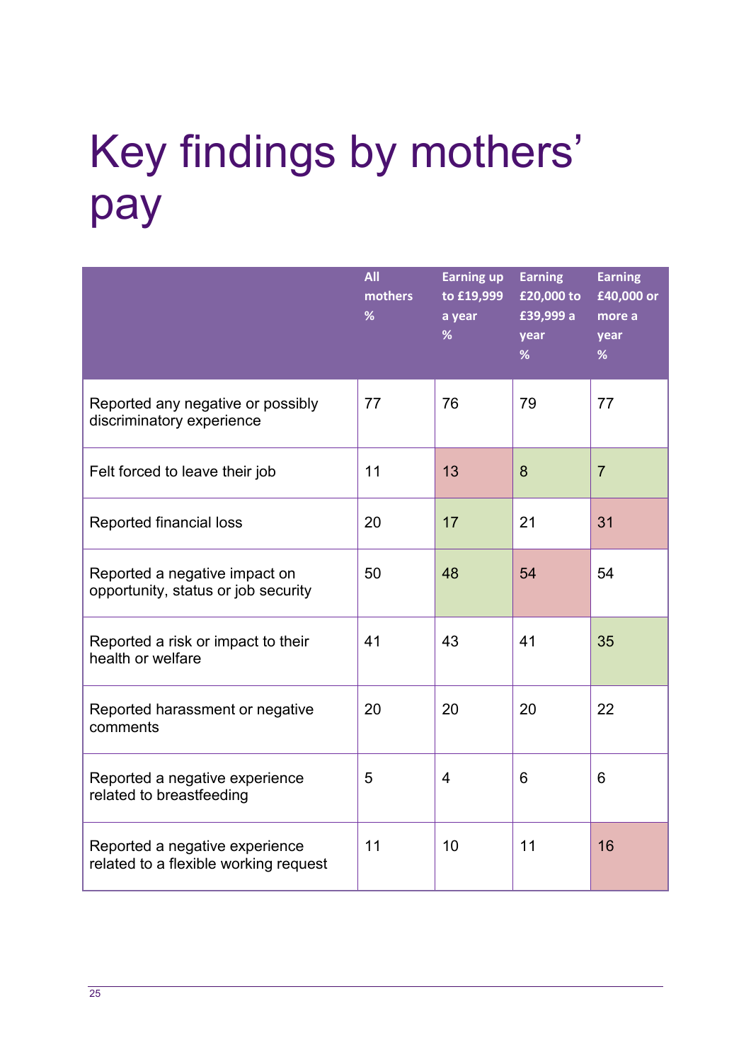# Key findings by mothers' pay

| | All mothers % | Earning up to £19,999 a year % | Earning £20,000 to £39,999 a year % | Earning £40,000 or more a year % |
|---|---|---|---|---|
| Reported any negative or possibly discriminatory experience | 77 | 76 | 79 | 77 |
| Felt forced to leave their job | 11 | 13 | 8 | 7 |
| Reported financial loss | 20 | 17 | 21 | 31 |
| Reported a negative impact on opportunity, status or job security | 50 | 48 | 54 | 54 |
| Reported a risk or impact to their health or welfare | 41 | 43 | 41 | 35 |
| Reported harassment or negative comments | 20 | 20 | 20 | 22 |
| Reported a negative experience related to breastfeeding | 5 | 4 | 6 | 6 |
| Reported a negative experience related to a flexible working request | 11 | 10 | 11 | 16 |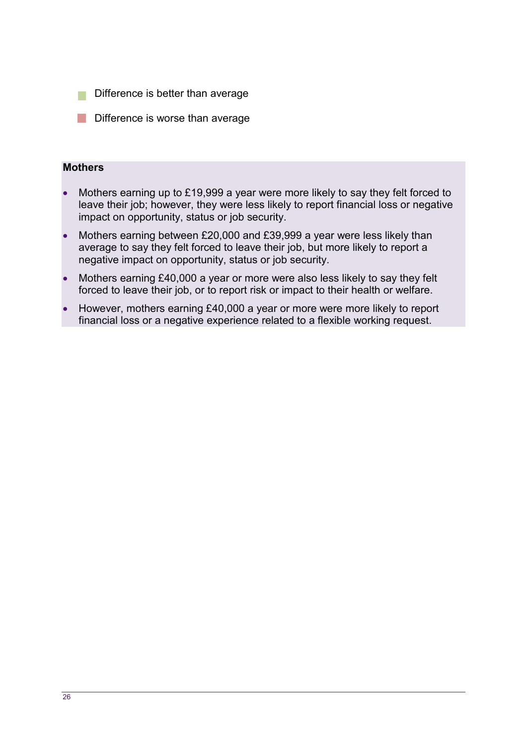- Difference is better than average
- Difference is worse than average

**Mothers**

- Mothers earning up to £19,999 a year were more likely to say they felt forced to leave their job; however, they were less likely to report financial loss or negative impact on opportunity, status or job security.
- Mothers earning between £20,000 and £39,999 a year were less likely than average to say they felt forced to leave their job, but more likely to report a negative impact on opportunity, status or job security.
- Mothers earning £40,000 a year or more were also less likely to say they felt forced to leave their job, or to report risk or impact to their health or welfare.
- However, mothers earning £40,000 a year or more were more likely to report financial loss or a negative experience related to a flexible working request.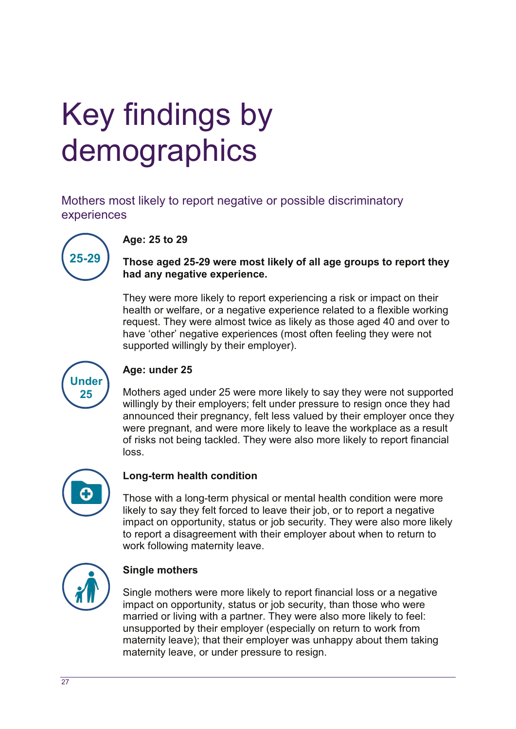# Key findings by demographics

## Mothers most likely to report negative or possible discriminatory experiences

**Age: 25 to 29**

**Those aged 25-29 were most likely of all age groups to report they had any negative experience.**

They were more likely to report experiencing a risk or impact on their health or welfare, or a negative experience related to a flexible working request. They were almost twice as likely as those aged 40 and over to have 'other' negative experiences (most often feeling they were not supported willingly by their employer).

**Age: under 25**

Mothers aged under 25 were more likely to say they were not supported willingly by their employers; felt under pressure to resign once they had announced their pregnancy, felt less valued by their employer once they were pregnant, and were more likely to leave the workplace as a result of risks not being tackled. They were also more likely to report financial loss.

**Long-term health condition**

Those with a long-term physical or mental health condition were more likely to say they felt forced to leave their job, or to report a negative impact on opportunity, status or job security. They were also more likely to report a disagreement with their employer about when to return to work following maternity leave.

**Single mothers**

Single mothers were more likely to report financial loss or a negative impact on opportunity, status or job security, than those who were married or living with a partner. They were also more likely to feel: unsupported by their employer (especially on return to work from maternity leave); that their employer was unhappy about them taking maternity leave, or under pressure to resign.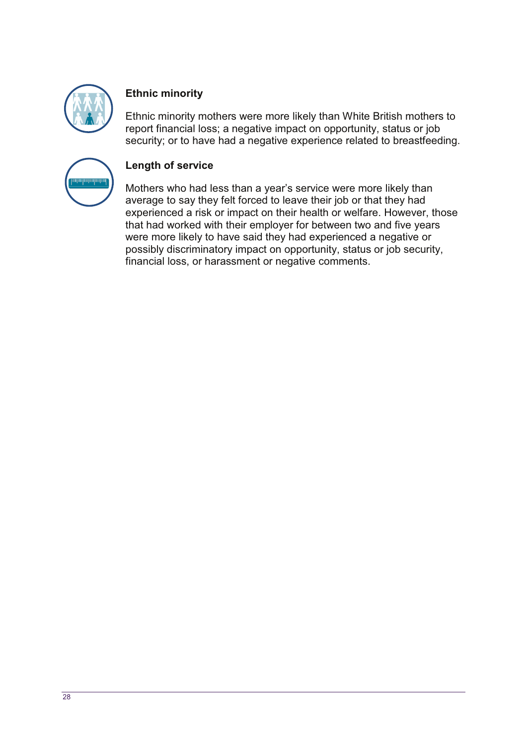**Ethnic minority**

Ethnic minority mothers were more likely than White British mothers to report financial loss; a negative impact on opportunity, status or job security; or to have had a negative experience related to breastfeeding.

**Length of service**

Mothers who had less than a year's service were more likely than average to say they felt forced to leave their job or that they had experienced a risk or impact on their health or welfare. However, those that had worked with their employer for between two and five years were more likely to have said they had experienced a negative or possibly discriminatory impact on opportunity, status or job security, financial loss, or harassment or negative comments.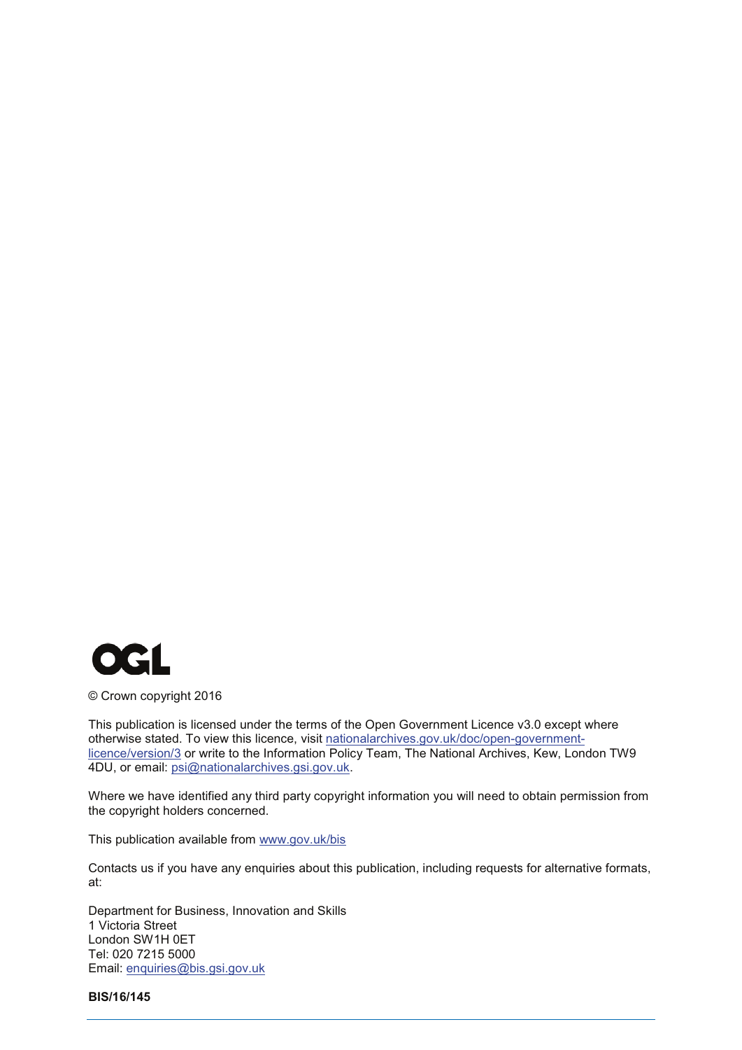© Crown copyright 2016

This publication is licensed under the terms of the Open Government Licence v3.0 except where otherwise stated. To view this licence, visit nationalarchives.gov.uk/doc/open-government-licence/version/3 or write to the Information Policy Team, The National Archives, Kew, London TW9 4DU, or email: psi@nationalarchives.gsi.gov.uk.

Where we have identified any third party copyright information you will need to obtain permission from the copyright holders concerned.

This publication available from www.gov.uk/bis

Contacts us if you have any enquiries about this publication, including requests for alternative formats, at:

Department for Business, Innovation and Skills
1 Victoria Street
London SW1H 0ET
Tel: 020 7215 5000
Email: enquiries@bis.gsi.gov.uk

**BIS/16/145**